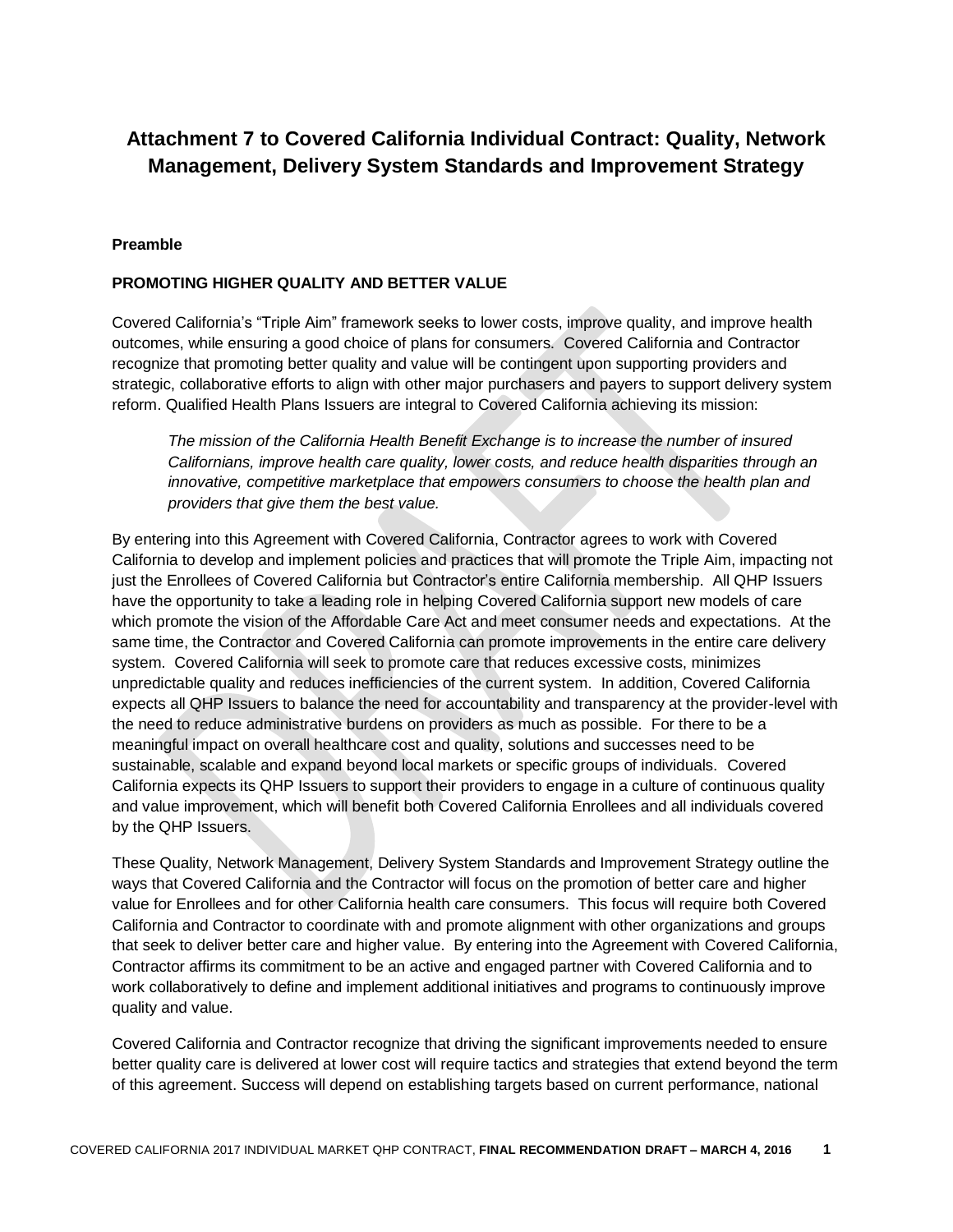# Attachment 7 to Covered California Individual Contract: Quality, Network Management, Delivery System Standards and Improvement Strategy

**Preamble**

**PROMOTING HIGHER QUALITY AND BETTER VALUE**

Covered California's "Triple Aim" framework seeks to lower costs, improve quality, and improve health outcomes, while ensuring a good choice of plans for consumers. Covered California and Contractor recognize that promoting better quality and value will be contingent upon supporting providers and strategic, collaborative efforts to align with other major purchasers and payers to support delivery system reform. Qualified Health Plans Issuers are integral to Covered California achieving its mission:

> *The mission of the California Health Benefit Exchange is to increase the number of insured Californians, improve health care quality, lower costs, and reduce health disparities through an innovative, competitive marketplace that empowers consumers to choose the health plan and providers that give them the best value.*

By entering into this Agreement with Covered California, Contractor agrees to work with Covered California to develop and implement policies and practices that will promote the Triple Aim, impacting not just the Enrollees of Covered California but Contractor's entire California membership. All QHP Issuers have the opportunity to take a leading role in helping Covered California support new models of care which promote the vision of the Affordable Care Act and meet consumer needs and expectations. At the same time, the Contractor and Covered California can promote improvements in the entire care delivery system. Covered California will seek to promote care that reduces excessive costs, minimizes unpredictable quality and reduces inefficiencies of the current system. In addition, Covered California expects all QHP Issuers to balance the need for accountability and transparency at the provider-level with the need to reduce administrative burdens on providers as much as possible. For there to be a meaningful impact on overall healthcare cost and quality, solutions and successes need to be sustainable, scalable and expand beyond local markets or specific groups of individuals. Covered California expects its QHP Issuers to support their providers to engage in a culture of continuous quality and value improvement, which will benefit both Covered California Enrollees and all individuals covered by the QHP Issuers.

These Quality, Network Management, Delivery System Standards and Improvement Strategy outline the ways that Covered California and the Contractor will focus on the promotion of better care and higher value for Enrollees and for other California health care consumers. This focus will require both Covered California and Contractor to coordinate with and promote alignment with other organizations and groups that seek to deliver better care and higher value. By entering into the Agreement with Covered California, Contractor affirms its commitment to be an active and engaged partner with Covered California and to work collaboratively to define and implement additional initiatives and programs to continuously improve quality and value.

Covered California and Contractor recognize that driving the significant improvements needed to ensure better quality care is delivered at lower cost will require tactics and strategies that extend beyond the term of this agreement. Success will depend on establishing targets based on current performance, national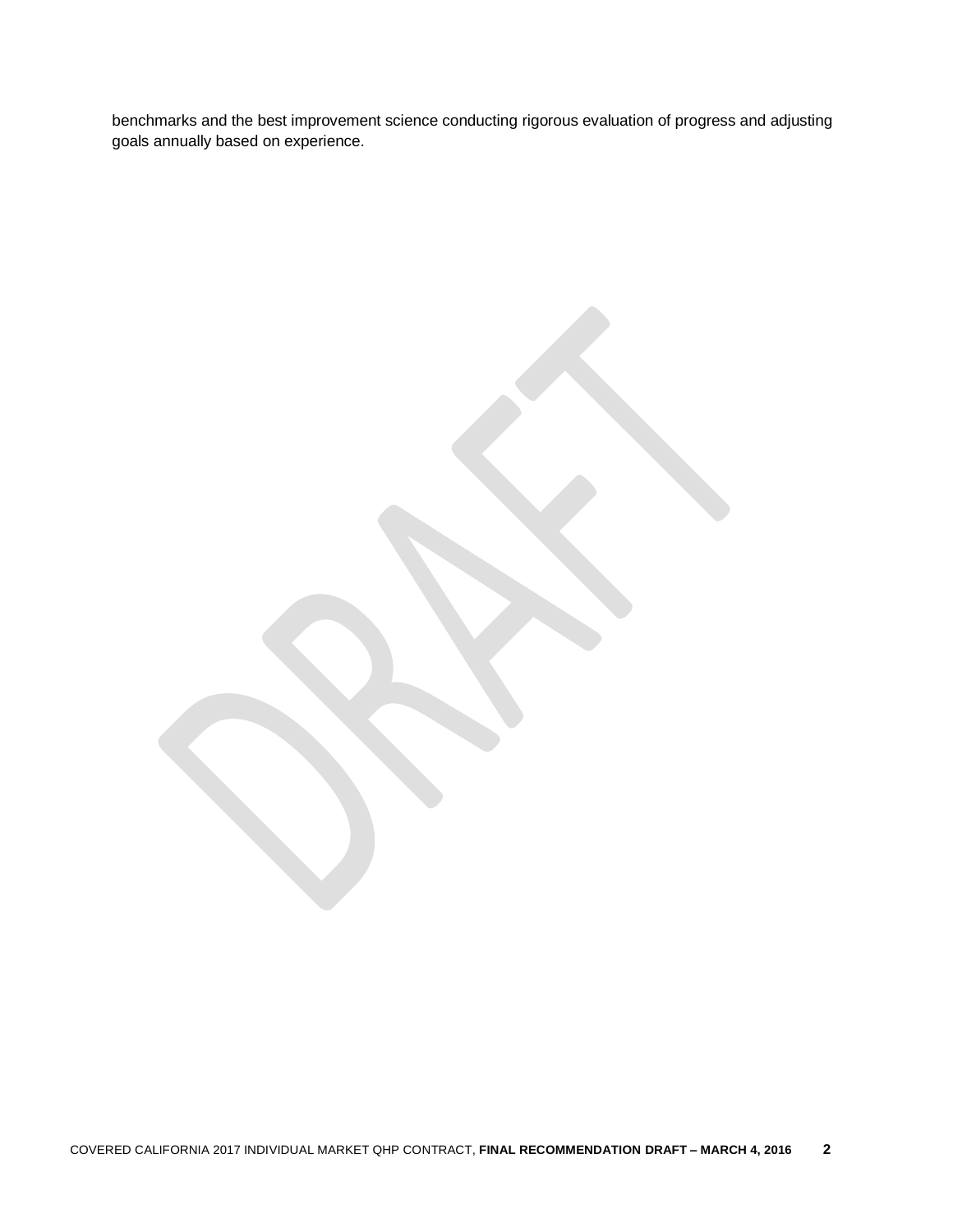benchmarks and the best improvement science conducting rigorous evaluation of progress and adjusting goals annually based on experience.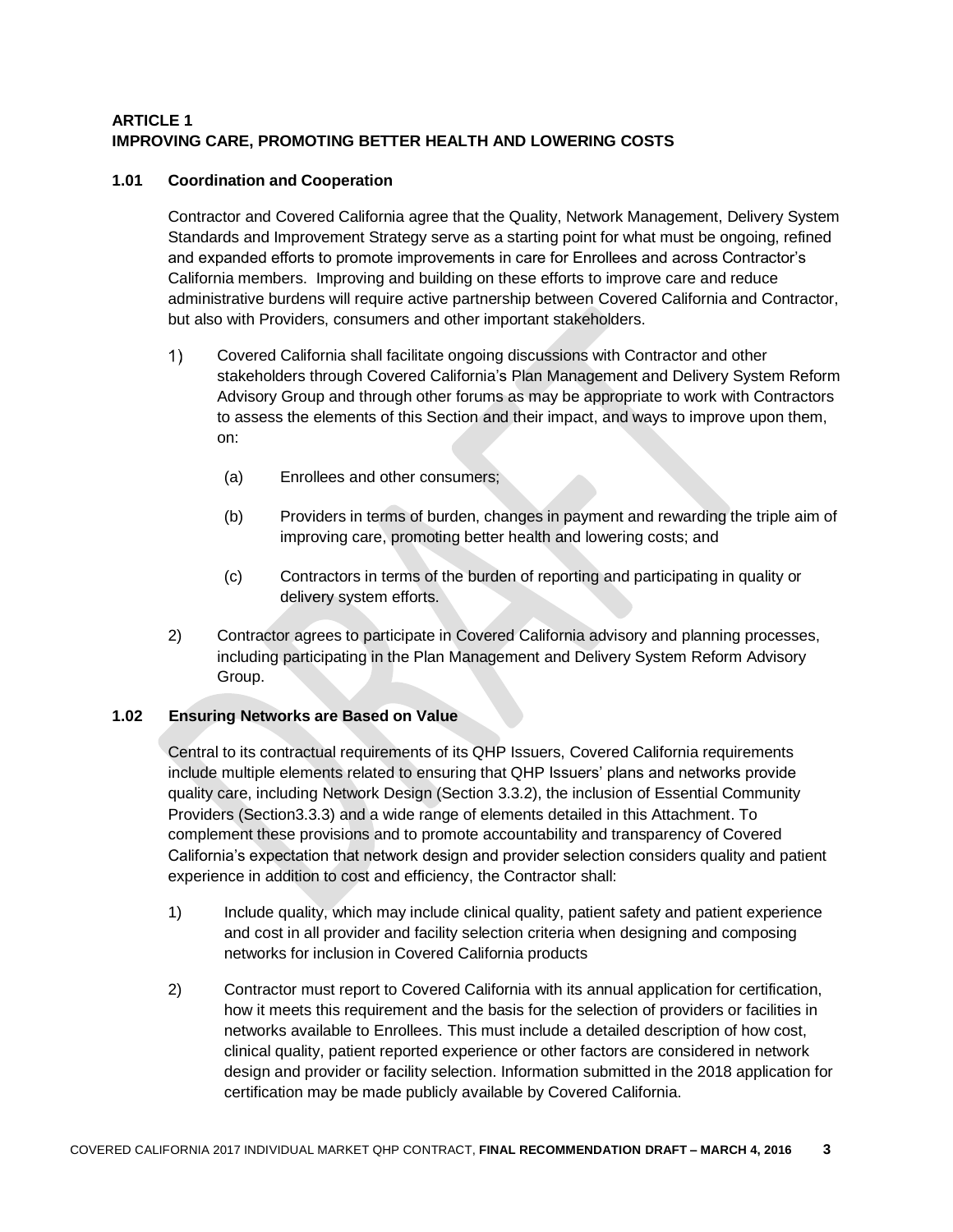**ARTICLE 1**
**IMPROVING CARE, PROMOTING BETTER HEALTH AND LOWERING COSTS**

**1.01 Coordination and Cooperation**

Contractor and Covered California agree that the Quality, Network Management, Delivery System Standards and Improvement Strategy serve as a starting point for what must be ongoing, refined and expanded efforts to promote improvements in care for Enrollees and across Contractor's California members. Improving and building on these efforts to improve care and reduce administrative burdens will require active partnership between Covered California and Contractor, but also with Providers, consumers and other important stakeholders.

1) Covered California shall facilitate ongoing discussions with Contractor and other stakeholders through Covered California's Plan Management and Delivery System Reform Advisory Group and through other forums as may be appropriate to work with Contractors to assess the elements of this Section and their impact, and ways to improve upon them, on:

   (a) Enrollees and other consumers;

   (b) Providers in terms of burden, changes in payment and rewarding the triple aim of improving care, promoting better health and lowering costs; and

   (c) Contractors in terms of the burden of reporting and participating in quality or delivery system efforts.

2) Contractor agrees to participate in Covered California advisory and planning processes, including participating in the Plan Management and Delivery System Reform Advisory Group.

**1.02 Ensuring Networks are Based on Value**

Central to its contractual requirements of its QHP Issuers, Covered California requirements include multiple elements related to ensuring that QHP Issuers' plans and networks provide quality care, including Network Design (Section 3.3.2), the inclusion of Essential Community Providers (Section3.3.3) and a wide range of elements detailed in this Attachment. To complement these provisions and to promote accountability and transparency of Covered California's expectation that network design and provider selection considers quality and patient experience in addition to cost and efficiency, the Contractor shall:

1) Include quality, which may include clinical quality, patient safety and patient experience and cost in all provider and facility selection criteria when designing and composing networks for inclusion in Covered California products

2) Contractor must report to Covered California with its annual application for certification, how it meets this requirement and the basis for the selection of providers or facilities in networks available to Enrollees. This must include a detailed description of how cost, clinical quality, patient reported experience or other factors are considered in network design and provider or facility selection. Information submitted in the 2018 application for certification may be made publicly available by Covered California.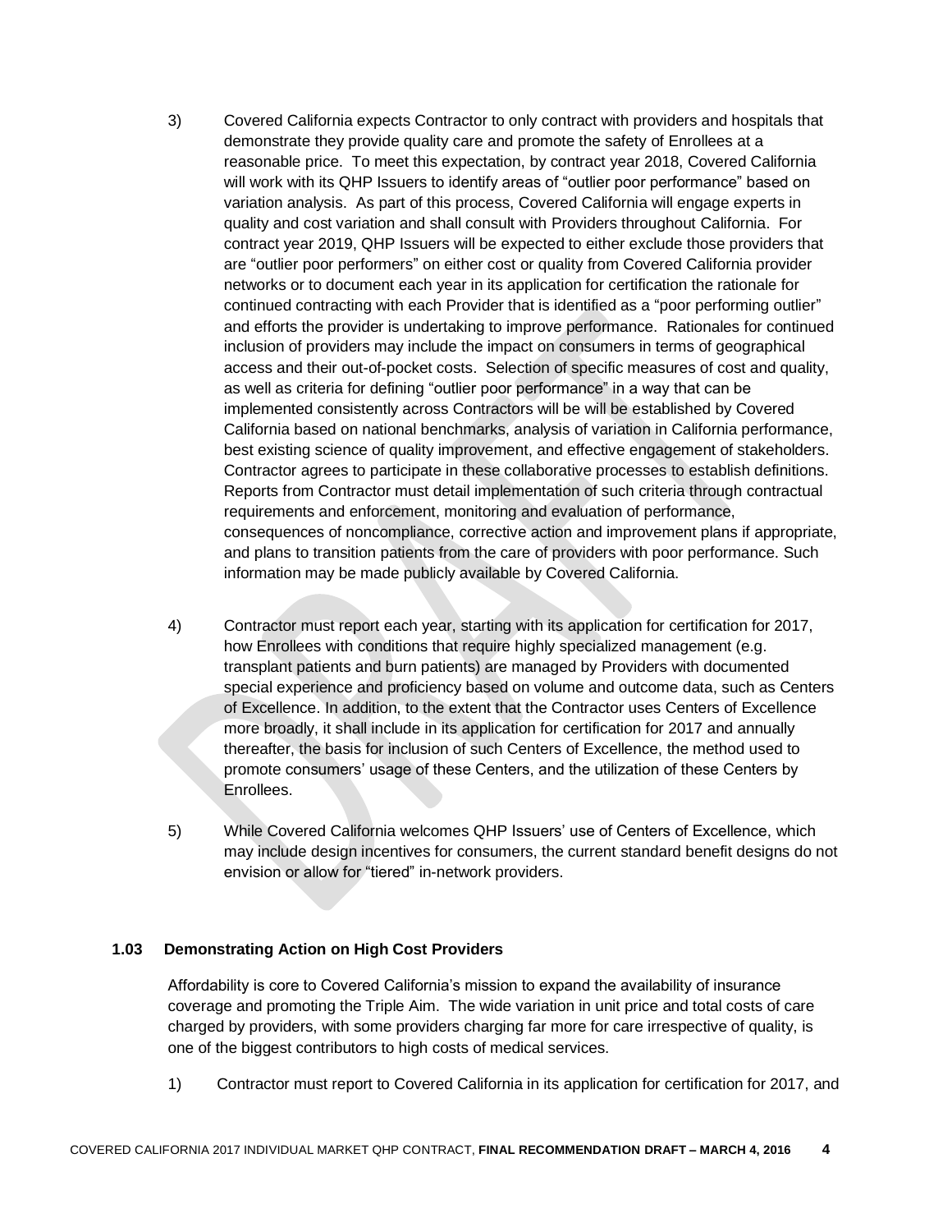3) Covered California expects Contractor to only contract with providers and hospitals that demonstrate they provide quality care and promote the safety of Enrollees at a reasonable price. To meet this expectation, by contract year 2018, Covered California will work with its QHP Issuers to identify areas of "outlier poor performance" based on variation analysis. As part of this process, Covered California will engage experts in quality and cost variation and shall consult with Providers throughout California. For contract year 2019, QHP Issuers will be expected to either exclude those providers that are "outlier poor performers" on either cost or quality from Covered California provider networks or to document each year in its application for certification the rationale for continued contracting with each Provider that is identified as a "poor performing outlier" and efforts the provider is undertaking to improve performance. Rationales for continued inclusion of providers may include the impact on consumers in terms of geographical access and their out-of-pocket costs. Selection of specific measures of cost and quality, as well as criteria for defining "outlier poor performance" in a way that can be implemented consistently across Contractors will be will be established by Covered California based on national benchmarks, analysis of variation in California performance, best existing science of quality improvement, and effective engagement of stakeholders. Contractor agrees to participate in these collaborative processes to establish definitions. Reports from Contractor must detail implementation of such criteria through contractual requirements and enforcement, monitoring and evaluation of performance, consequences of noncompliance, corrective action and improvement plans if appropriate, and plans to transition patients from the care of providers with poor performance. Such information may be made publicly available by Covered California.

4) Contractor must report each year, starting with its application for certification for 2017, how Enrollees with conditions that require highly specialized management (e.g. transplant patients and burn patients) are managed by Providers with documented special experience and proficiency based on volume and outcome data, such as Centers of Excellence. In addition, to the extent that the Contractor uses Centers of Excellence more broadly, it shall include in its application for certification for 2017 and annually thereafter, the basis for inclusion of such Centers of Excellence, the method used to promote consumers' usage of these Centers, and the utilization of these Centers by Enrollees.

5) While Covered California welcomes QHP Issuers' use of Centers of Excellence, which may include design incentives for consumers, the current standard benefit designs do not envision or allow for "tiered" in-network providers.

### 1.03 Demonstrating Action on High Cost Providers

Affordability is core to Covered California's mission to expand the availability of insurance coverage and promoting the Triple Aim. The wide variation in unit price and total costs of care charged by providers, with some providers charging far more for care irrespective of quality, is one of the biggest contributors to high costs of medical services.

1) Contractor must report to Covered California in its application for certification for 2017, and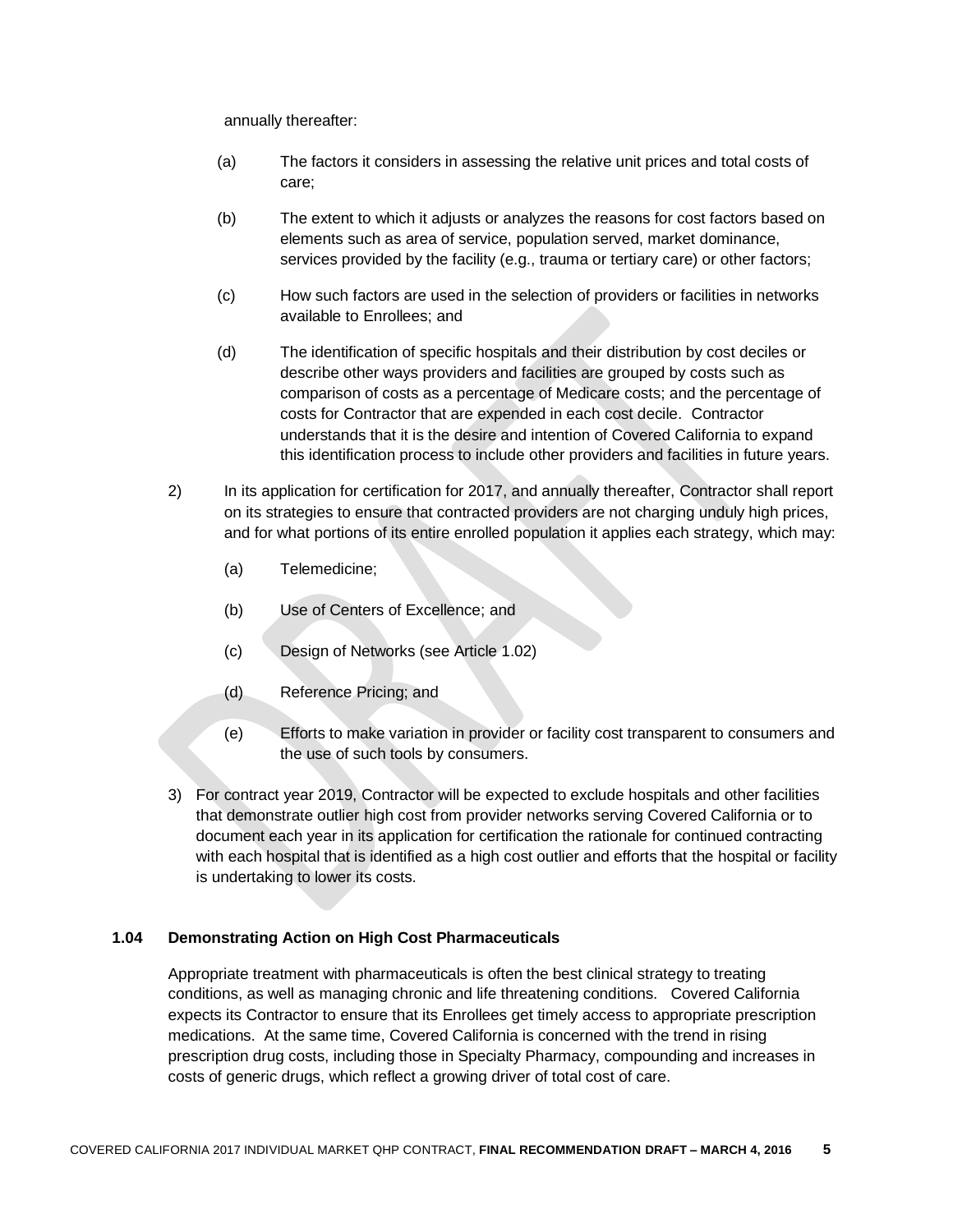annually thereafter:

(a) The factors it considers in assessing the relative unit prices and total costs of care;

(b) The extent to which it adjusts or analyzes the reasons for cost factors based on elements such as area of service, population served, market dominance, services provided by the facility (e.g., trauma or tertiary care) or other factors;

(c) How such factors are used in the selection of providers or facilities in networks available to Enrollees; and

(d) The identification of specific hospitals and their distribution by cost deciles or describe other ways providers and facilities are grouped by costs such as comparison of costs as a percentage of Medicare costs; and the percentage of costs for Contractor that are expended in each cost decile. Contractor understands that it is the desire and intention of Covered California to expand this identification process to include other providers and facilities in future years.

2) In its application for certification for 2017, and annually thereafter, Contractor shall report on its strategies to ensure that contracted providers are not charging unduly high prices, and for what portions of its entire enrolled population it applies each strategy, which may:

(a) Telemedicine;

(b) Use of Centers of Excellence; and

(c) Design of Networks (see Article 1.02)

(d) Reference Pricing; and

(e) Efforts to make variation in provider or facility cost transparent to consumers and the use of such tools by consumers.

3) For contract year 2019, Contractor will be expected to exclude hospitals and other facilities that demonstrate outlier high cost from provider networks serving Covered California or to document each year in its application for certification the rationale for continued contracting with each hospital that is identified as a high cost outlier and efforts that the hospital or facility is undertaking to lower its costs.

### 1.04 Demonstrating Action on High Cost Pharmaceuticals

Appropriate treatment with pharmaceuticals is often the best clinical strategy to treating conditions, as well as managing chronic and life threatening conditions. Covered California expects its Contractor to ensure that its Enrollees get timely access to appropriate prescription medications. At the same time, Covered California is concerned with the trend in rising prescription drug costs, including those in Specialty Pharmacy, compounding and increases in costs of generic drugs, which reflect a growing driver of total cost of care.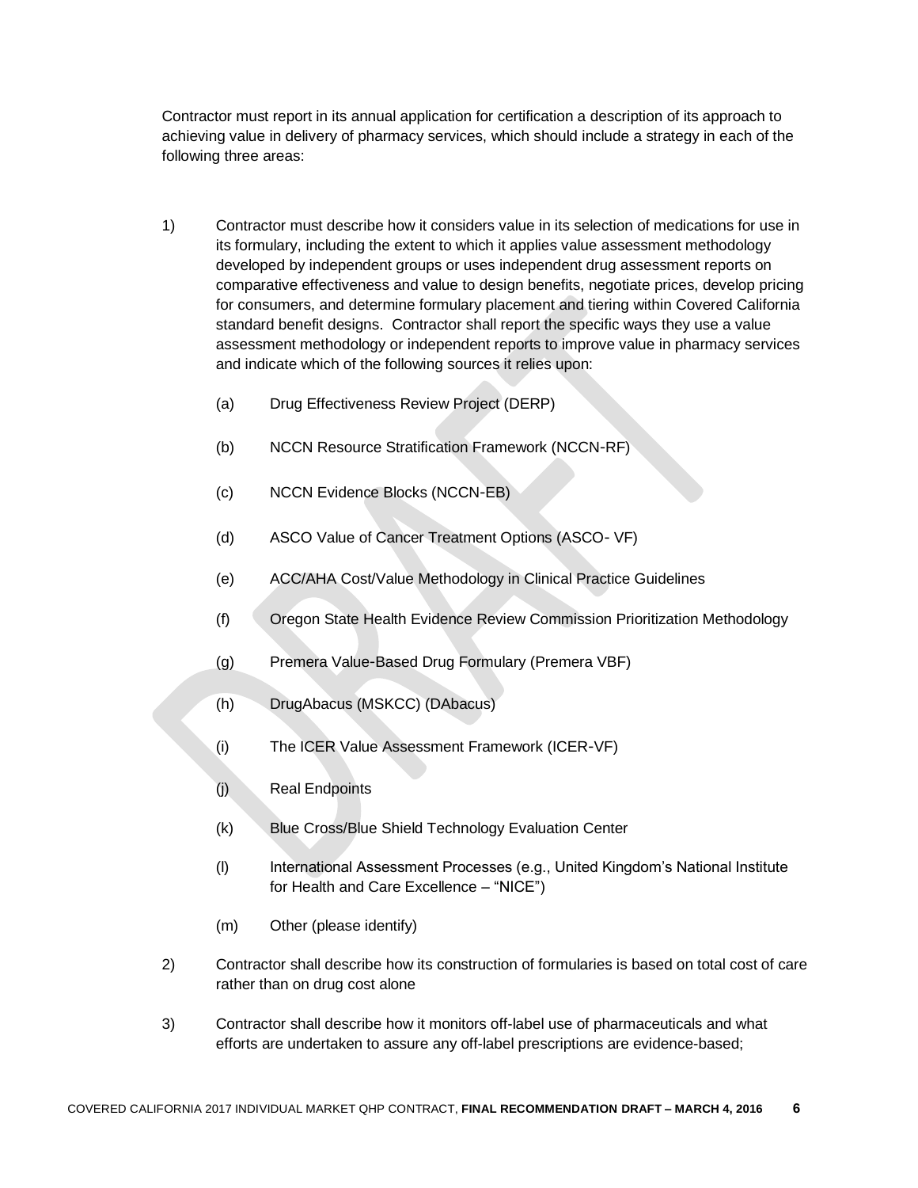Contractor must report in its annual application for certification a description of its approach to achieving value in delivery of pharmacy services, which should include a strategy in each of the following three areas:

1) Contractor must describe how it considers value in its selection of medications for use in its formulary, including the extent to which it applies value assessment methodology developed by independent groups or uses independent drug assessment reports on comparative effectiveness and value to design benefits, negotiate prices, develop pricing for consumers, and determine formulary placement and tiering within Covered California standard benefit designs. Contractor shall report the specific ways they use a value assessment methodology or independent reports to improve value in pharmacy services and indicate which of the following sources it relies upon:

   (a) Drug Effectiveness Review Project (DERP)

   (b) NCCN Resource Stratification Framework (NCCN-RF)

   (c) NCCN Evidence Blocks (NCCN-EB)

   (d) ASCO Value of Cancer Treatment Options (ASCO- VF)

   (e) ACC/AHA Cost/Value Methodology in Clinical Practice Guidelines

   (f) Oregon State Health Evidence Review Commission Prioritization Methodology

   (g) Premera Value-Based Drug Formulary (Premera VBF)

   (h) DrugAbacus (MSKCC) (DAbacus)

   (i) The ICER Value Assessment Framework (ICER-VF)

   (j) Real Endpoints

   (k) Blue Cross/Blue Shield Technology Evaluation Center

   (l) International Assessment Processes (e.g., United Kingdom's National Institute for Health and Care Excellence – "NICE")

   (m) Other (please identify)

2) Contractor shall describe how its construction of formularies is based on total cost of care rather than on drug cost alone

3) Contractor shall describe how it monitors off-label use of pharmaceuticals and what efforts are undertaken to assure any off-label prescriptions are evidence-based;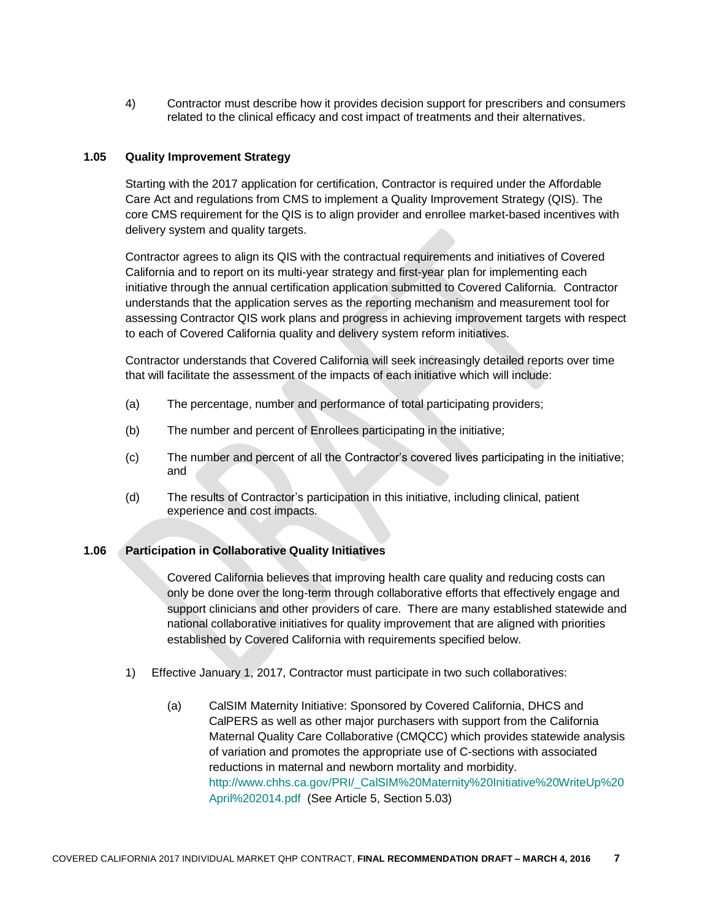4) Contractor must describe how it provides decision support for prescribers and consumers related to the clinical efficacy and cost impact of treatments and their alternatives.

### 1.05 Quality Improvement Strategy

Starting with the 2017 application for certification, Contractor is required under the Affordable Care Act and regulations from CMS to implement a Quality Improvement Strategy (QIS). The core CMS requirement for the QIS is to align provider and enrollee market-based incentives with delivery system and quality targets.

Contractor agrees to align its QIS with the contractual requirements and initiatives of Covered California and to report on its multi-year strategy and first-year plan for implementing each initiative through the annual certification application submitted to Covered California. Contractor understands that the application serves as the reporting mechanism and measurement tool for assessing Contractor QIS work plans and progress in achieving improvement targets with respect to each of Covered California quality and delivery system reform initiatives.

Contractor understands that Covered California will seek increasingly detailed reports over time that will facilitate the assessment of the impacts of each initiative which will include:

(a) The percentage, number and performance of total participating providers;

(b) The number and percent of Enrollees participating in the initiative;

(c) The number and percent of all the Contractor's covered lives participating in the initiative; and

(d) The results of Contractor's participation in this initiative, including clinical, patient experience and cost impacts.

### 1.06 Participation in Collaborative Quality Initiatives

Covered California believes that improving health care quality and reducing costs can only be done over the long-term through collaborative efforts that effectively engage and support clinicians and other providers of care. There are many established statewide and national collaborative initiatives for quality improvement that are aligned with priorities established by Covered California with requirements specified below.

1) Effective January 1, 2017, Contractor must participate in two such collaboratives:

(a) CalSIM Maternity Initiative: Sponsored by Covered California, DHCS and CalPERS as well as other major purchasers with support from the California Maternal Quality Care Collaborative (CMQCC) which provides statewide analysis of variation and promotes the appropriate use of C-sections with associated reductions in maternal and newborn mortality and morbidity. http://www.chhs.ca.gov/PRI/_CalSIM%20Maternity%20Initiative%20WriteUp%20April%202014.pdf (See Article 5, Section 5.03)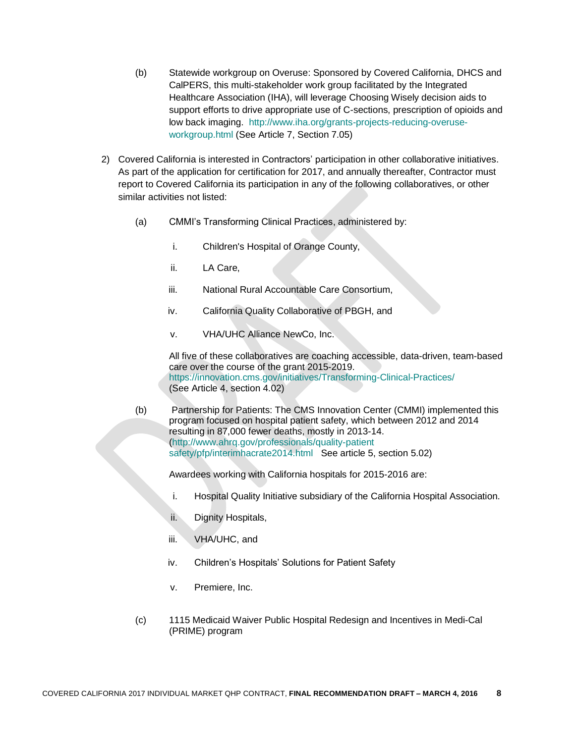(b) Statewide workgroup on Overuse: Sponsored by Covered California, DHCS and CalPERS, this multi-stakeholder work group facilitated by the Integrated Healthcare Association (IHA), will leverage Choosing Wisely decision aids to support efforts to drive appropriate use of C-sections, prescription of opioids and low back imaging. http://www.iha.org/grants-projects-reducing-overuse-workgroup.html (See Article 7, Section 7.05)

2) Covered California is interested in Contractors' participation in other collaborative initiatives. As part of the application for certification for 2017, and annually thereafter, Contractor must report to Covered California its participation in any of the following collaboratives, or other similar activities not listed:

   (a) CMMI's Transforming Clinical Practices, administered by:

      i. Children's Hospital of Orange County,

      ii. LA Care,

      iii. National Rural Accountable Care Consortium,

      iv. California Quality Collaborative of PBGH, and

      v. VHA/UHC Alliance NewCo, Inc.

      All five of these collaboratives are coaching accessible, data-driven, team-based care over the course of the grant 2015-2019. https://innovation.cms.gov/initiatives/Transforming-Clinical-Practices/ (See Article 4, section 4.02)

   (b) Partnership for Patients: The CMS Innovation Center (CMMI) implemented this program focused on hospital patient safety, which between 2012 and 2014 resulting in 87,000 fewer deaths, mostly in 2013-14. (http://www.ahrq.gov/professionals/quality-patient safety/pfp/interimhacrate2014.html See article 5, section 5.02)

      Awardees working with California hospitals for 2015-2016 are:

      i. Hospital Quality Initiative subsidiary of the California Hospital Association.

      ii. Dignity Hospitals,

      iii. VHA/UHC, and

      iv. Children's Hospitals' Solutions for Patient Safety

      v. Premiere, Inc.

   (c) 1115 Medicaid Waiver Public Hospital Redesign and Incentives in Medi-Cal (PRIME) program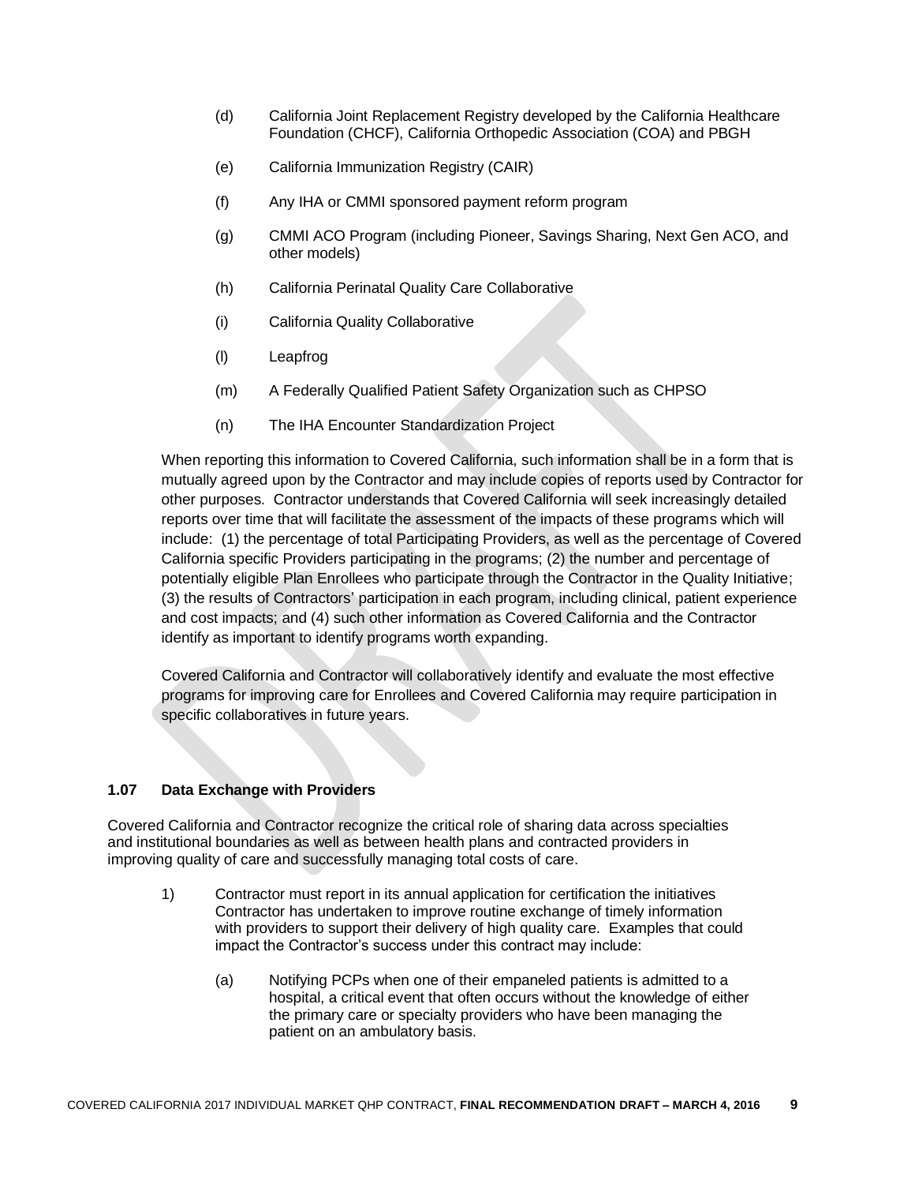(d) California Joint Replacement Registry developed by the California Healthcare Foundation (CHCF), California Orthopedic Association (COA) and PBGH

(e) California Immunization Registry (CAIR)

(f) Any IHA or CMMI sponsored payment reform program

(g) CMMI ACO Program (including Pioneer, Savings Sharing, Next Gen ACO, and other models)

(h) California Perinatal Quality Care Collaborative

(i) California Quality Collaborative

(l) Leapfrog

(m) A Federally Qualified Patient Safety Organization such as CHPSO

(n) The IHA Encounter Standardization Project

When reporting this information to Covered California, such information shall be in a form that is mutually agreed upon by the Contractor and may include copies of reports used by Contractor for other purposes. Contractor understands that Covered California will seek increasingly detailed reports over time that will facilitate the assessment of the impacts of these programs which will include: (1) the percentage of total Participating Providers, as well as the percentage of Covered California specific Providers participating in the programs; (2) the number and percentage of potentially eligible Plan Enrollees who participate through the Contractor in the Quality Initiative; (3) the results of Contractors' participation in each program, including clinical, patient experience and cost impacts; and (4) such other information as Covered California and the Contractor identify as important to identify programs worth expanding.

Covered California and Contractor will collaboratively identify and evaluate the most effective programs for improving care for Enrollees and Covered California may require participation in specific collaboratives in future years.

### 1.07 Data Exchange with Providers

Covered California and Contractor recognize the critical role of sharing data across specialties and institutional boundaries as well as between health plans and contracted providers in improving quality of care and successfully managing total costs of care.

1) Contractor must report in its annual application for certification the initiatives Contractor has undertaken to improve routine exchange of timely information with providers to support their delivery of high quality care. Examples that could impact the Contractor's success under this contract may include:

   (a) Notifying PCPs when one of their empaneled patients is admitted to a hospital, a critical event that often occurs without the knowledge of either the primary care or specialty providers who have been managing the patient on an ambulatory basis.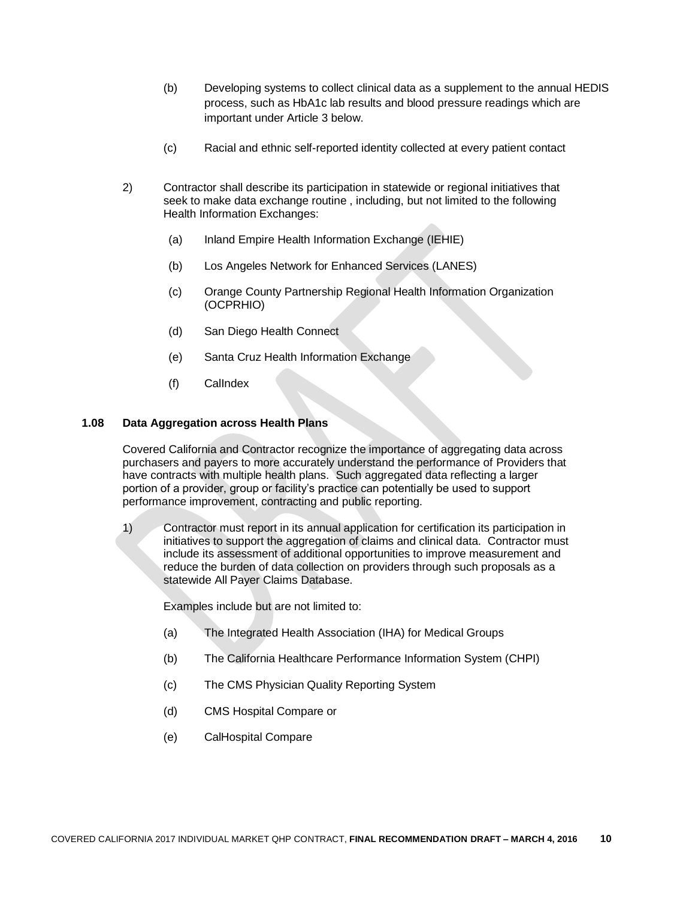(b) Developing systems to collect clinical data as a supplement to the annual HEDIS process, such as HbA1c lab results and blood pressure readings which are important under Article 3 below.

(c) Racial and ethnic self-reported identity collected at every patient contact

2) Contractor shall describe its participation in statewide or regional initiatives that seek to make data exchange routine , including, but not limited to the following Health Information Exchanges:

(a) Inland Empire Health Information Exchange (IEHIE)

(b) Los Angeles Network for Enhanced Services (LANES)

(c) Orange County Partnership Regional Health Information Organization (OCPRHIO)

(d) San Diego Health Connect

(e) Santa Cruz Health Information Exchange

(f) CalIndex

### 1.08 Data Aggregation across Health Plans

Covered California and Contractor recognize the importance of aggregating data across purchasers and payers to more accurately understand the performance of Providers that have contracts with multiple health plans. Such aggregated data reflecting a larger portion of a provider, group or facility's practice can potentially be used to support performance improvement, contracting and public reporting.

1) Contractor must report in its annual application for certification its participation in initiatives to support the aggregation of claims and clinical data. Contractor must include its assessment of additional opportunities to improve measurement and reduce the burden of data collection on providers through such proposals as a statewide All Payer Claims Database.

Examples include but are not limited to:

(a) The Integrated Health Association (IHA) for Medical Groups

(b) The California Healthcare Performance Information System (CHPI)

(c) The CMS Physician Quality Reporting System

(d) CMS Hospital Compare or

(e) CalHospital Compare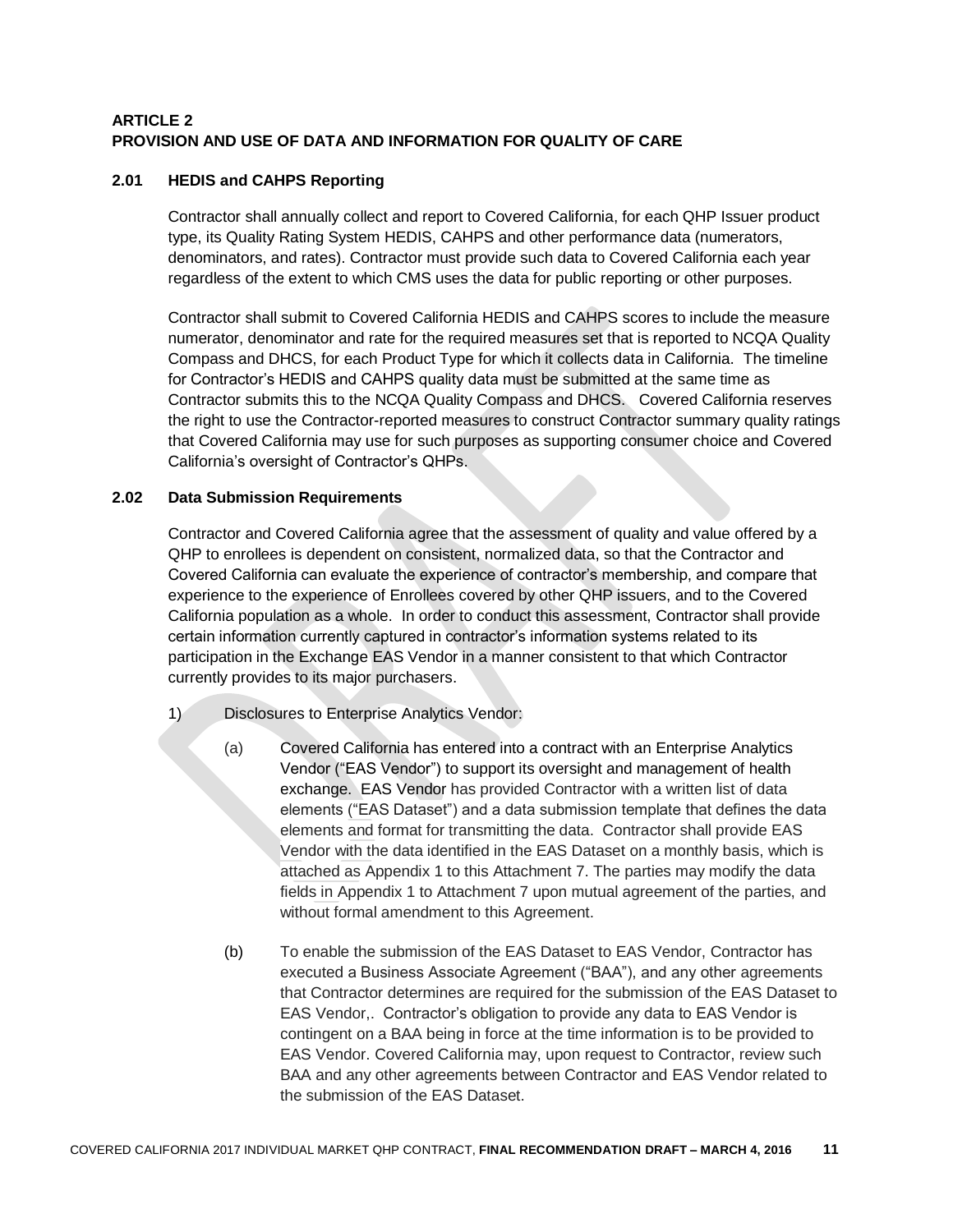## ARTICLE 2
## PROVISION AND USE OF DATA AND INFORMATION FOR QUALITY OF CARE

### 2.01 HEDIS and CAHPS Reporting

Contractor shall annually collect and report to Covered California, for each QHP Issuer product type, its Quality Rating System HEDIS, CAHPS and other performance data (numerators, denominators, and rates). Contractor must provide such data to Covered California each year regardless of the extent to which CMS uses the data for public reporting or other purposes.

Contractor shall submit to Covered California HEDIS and CAHPS scores to include the measure numerator, denominator and rate for the required measures set that is reported to NCQA Quality Compass and DHCS, for each Product Type for which it collects data in California. The timeline for Contractor's HEDIS and CAHPS quality data must be submitted at the same time as Contractor submits this to the NCQA Quality Compass and DHCS. Covered California reserves the right to use the Contractor-reported measures to construct Contractor summary quality ratings that Covered California may use for such purposes as supporting consumer choice and Covered California's oversight of Contractor's QHPs.

### 2.02 Data Submission Requirements

Contractor and Covered California agree that the assessment of quality and value offered by a QHP to enrollees is dependent on consistent, normalized data, so that the Contractor and Covered California can evaluate the experience of contractor's membership, and compare that experience to the experience of Enrollees covered by other QHP issuers, and to the Covered California population as a whole. In order to conduct this assessment, Contractor shall provide certain information currently captured in contractor's information systems related to its participation in the Exchange EAS Vendor in a manner consistent to that which Contractor currently provides to its major purchasers.

1) Disclosures to Enterprise Analytics Vendor:

   (a) Covered California has entered into a contract with an Enterprise Analytics Vendor ("EAS Vendor") to support its oversight and management of health exchange. EAS Vendor has provided Contractor with a written list of data elements ("EAS Dataset") and a data submission template that defines the data elements and format for transmitting the data. Contractor shall provide EAS Vendor with the data identified in the EAS Dataset on a monthly basis, which is attached as Appendix 1 to this Attachment 7. The parties may modify the data fields in Appendix 1 to Attachment 7 upon mutual agreement of the parties, and without formal amendment to this Agreement.

   (b) To enable the submission of the EAS Dataset to EAS Vendor, Contractor has executed a Business Associate Agreement ("BAA"), and any other agreements that Contractor determines are required for the submission of the EAS Dataset to EAS Vendor,. Contractor's obligation to provide any data to EAS Vendor is contingent on a BAA being in force at the time information is to be provided to EAS Vendor. Covered California may, upon request to Contractor, review such BAA and any other agreements between Contractor and EAS Vendor related to the submission of the EAS Dataset.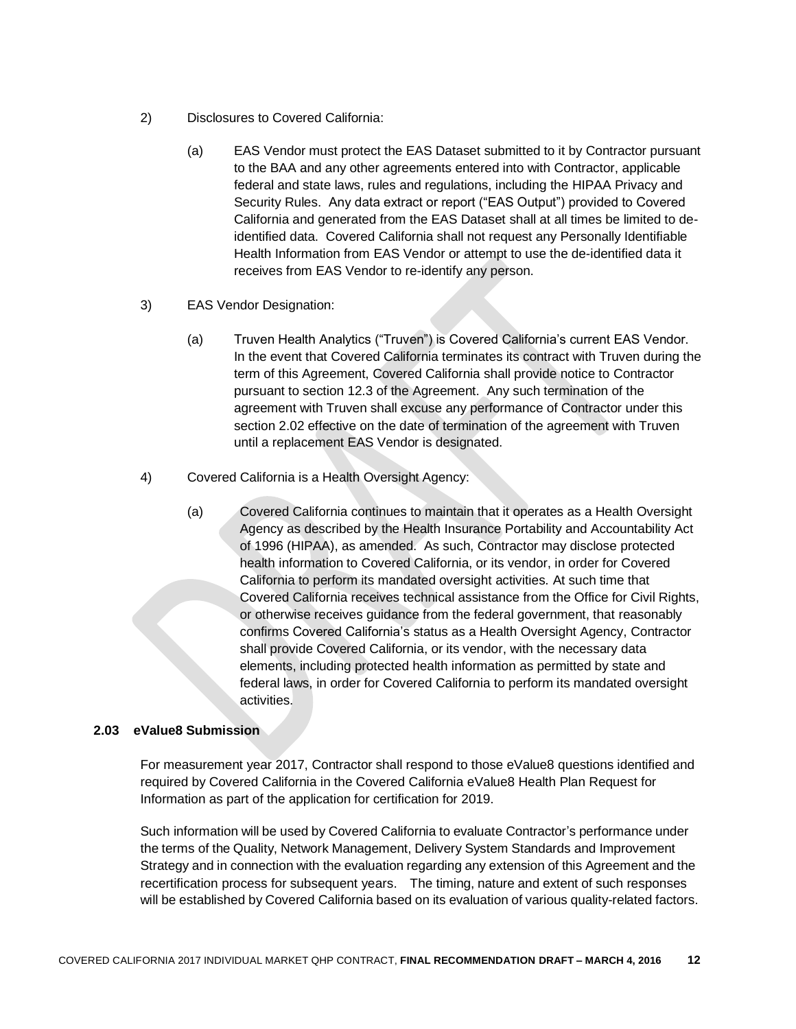2) Disclosures to Covered California:

   (a) EAS Vendor must protect the EAS Dataset submitted to it by Contractor pursuant to the BAA and any other agreements entered into with Contractor, applicable federal and state laws, rules and regulations, including the HIPAA Privacy and Security Rules. Any data extract or report ("EAS Output") provided to Covered California and generated from the EAS Dataset shall at all times be limited to de-identified data. Covered California shall not request any Personally Identifiable Health Information from EAS Vendor or attempt to use the de-identified data it receives from EAS Vendor to re-identify any person.

3) EAS Vendor Designation:

   (a) Truven Health Analytics ("Truven") is Covered California's current EAS Vendor. In the event that Covered California terminates its contract with Truven during the term of this Agreement, Covered California shall provide notice to Contractor pursuant to section 12.3 of the Agreement. Any such termination of the agreement with Truven shall excuse any performance of Contractor under this section 2.02 effective on the date of termination of the agreement with Truven until a replacement EAS Vendor is designated.

4) Covered California is a Health Oversight Agency:

   (a) Covered California continues to maintain that it operates as a Health Oversight Agency as described by the Health Insurance Portability and Accountability Act of 1996 (HIPAA), as amended. As such, Contractor may disclose protected health information to Covered California, or its vendor, in order for Covered California to perform its mandated oversight activities. At such time that Covered California receives technical assistance from the Office for Civil Rights, or otherwise receives guidance from the federal government, that reasonably confirms Covered California's status as a Health Oversight Agency, Contractor shall provide Covered California, or its vendor, with the necessary data elements, including protected health information as permitted by state and federal laws, in order for Covered California to perform its mandated oversight activities.

### 2.03 eValue8 Submission

For measurement year 2017, Contractor shall respond to those eValue8 questions identified and required by Covered California in the Covered California eValue8 Health Plan Request for Information as part of the application for certification for 2019.

Such information will be used by Covered California to evaluate Contractor's performance under the terms of the Quality, Network Management, Delivery System Standards and Improvement Strategy and in connection with the evaluation regarding any extension of this Agreement and the recertification process for subsequent years. The timing, nature and extent of such responses will be established by Covered California based on its evaluation of various quality-related factors.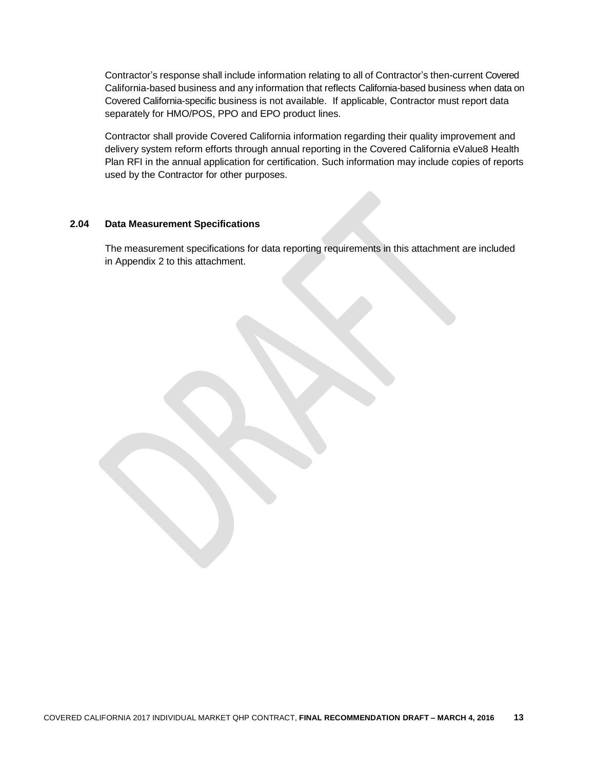Contractor's response shall include information relating to all of Contractor's then-current Covered California-based business and any information that reflects California-based business when data on Covered California-specific business is not available. If applicable, Contractor must report data separately for HMO/POS, PPO and EPO product lines.

Contractor shall provide Covered California information regarding their quality improvement and delivery system reform efforts through annual reporting in the Covered California eValue8 Health Plan RFI in the annual application for certification. Such information may include copies of reports used by the Contractor for other purposes.

### 2.04 Data Measurement Specifications

The measurement specifications for data reporting requirements in this attachment are included in Appendix 2 to this attachment.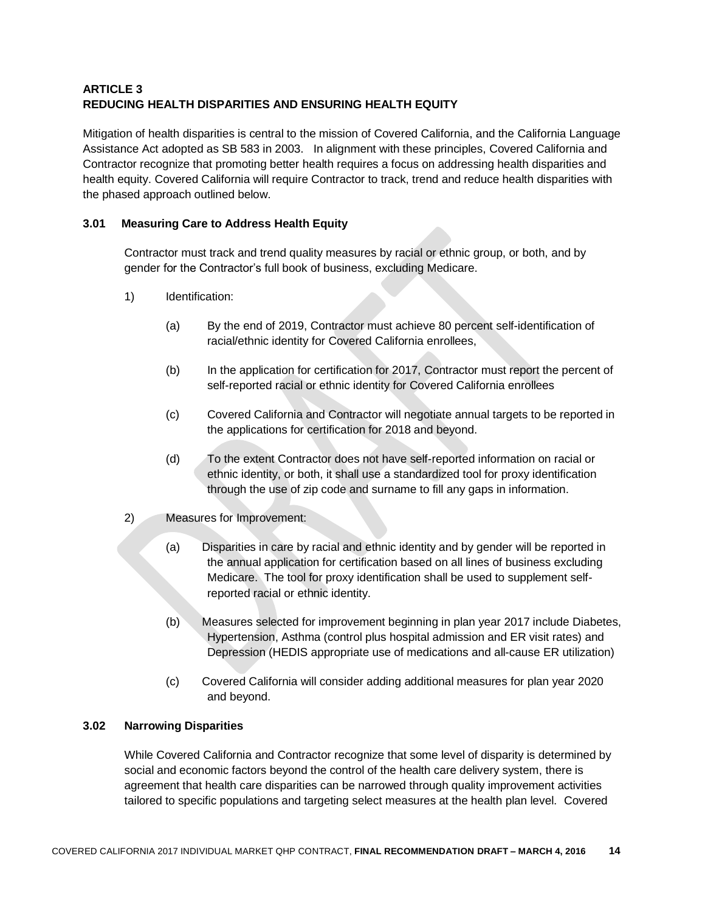## ARTICLE 3
## REDUCING HEALTH DISPARITIES AND ENSURING HEALTH EQUITY

Mitigation of health disparities is central to the mission of Covered California, and the California Language Assistance Act adopted as SB 583 in 2003. In alignment with these principles, Covered California and Contractor recognize that promoting better health requires a focus on addressing health disparities and health equity. Covered California will require Contractor to track, trend and reduce health disparities with the phased approach outlined below.

### 3.01 Measuring Care to Address Health Equity

Contractor must track and trend quality measures by racial or ethnic group, or both, and by gender for the Contractor's full book of business, excluding Medicare.

1) Identification:

   (a) By the end of 2019, Contractor must achieve 80 percent self-identification of racial/ethnic identity for Covered California enrollees,

   (b) In the application for certification for 2017, Contractor must report the percent of self-reported racial or ethnic identity for Covered California enrollees

   (c) Covered California and Contractor will negotiate annual targets to be reported in the applications for certification for 2018 and beyond.

   (d) To the extent Contractor does not have self-reported information on racial or ethnic identity, or both, it shall use a standardized tool for proxy identification through the use of zip code and surname to fill any gaps in information.

2) Measures for Improvement:

   (a) Disparities in care by racial and ethnic identity and by gender will be reported in the annual application for certification based on all lines of business excluding Medicare. The tool for proxy identification shall be used to supplement self-reported racial or ethnic identity.

   (b) Measures selected for improvement beginning in plan year 2017 include Diabetes, Hypertension, Asthma (control plus hospital admission and ER visit rates) and Depression (HEDIS appropriate use of medications and all-cause ER utilization)

   (c) Covered California will consider adding additional measures for plan year 2020 and beyond.

### 3.02 Narrowing Disparities

While Covered California and Contractor recognize that some level of disparity is determined by social and economic factors beyond the control of the health care delivery system, there is agreement that health care disparities can be narrowed through quality improvement activities tailored to specific populations and targeting select measures at the health plan level. Covered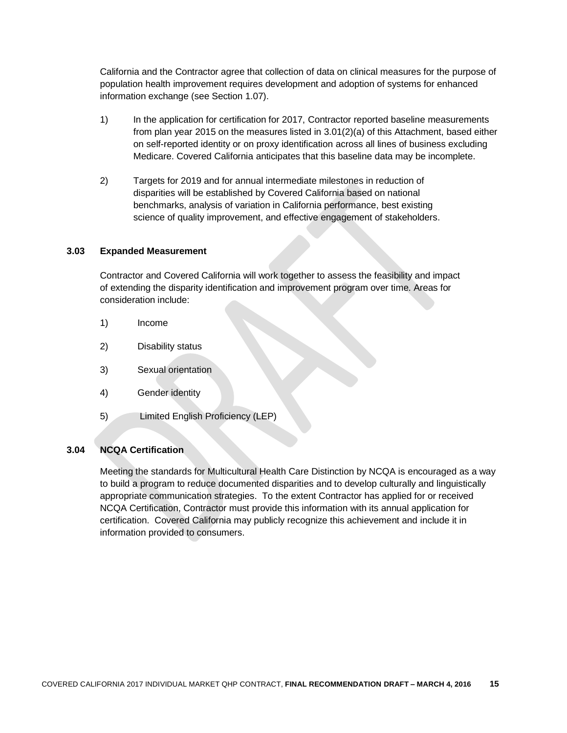California and the Contractor agree that collection of data on clinical measures for the purpose of population health improvement requires development and adoption of systems for enhanced information exchange (see Section 1.07).

1) In the application for certification for 2017, Contractor reported baseline measurements from plan year 2015 on the measures listed in 3.01(2)(a) of this Attachment, based either on self-reported identity or on proxy identification across all lines of business excluding Medicare. Covered California anticipates that this baseline data may be incomplete.

2) Targets for 2019 and for annual intermediate milestones in reduction of disparities will be established by Covered California based on national benchmarks, analysis of variation in California performance, best existing science of quality improvement, and effective engagement of stakeholders.

### 3.03 Expanded Measurement

Contractor and Covered California will work together to assess the feasibility and impact of extending the disparity identification and improvement program over time. Areas for consideration include:

1) Income

2) Disability status

3) Sexual orientation

4) Gender identity

5) Limited English Proficiency (LEP)

### 3.04 NCQA Certification

Meeting the standards for Multicultural Health Care Distinction by NCQA is encouraged as a way to build a program to reduce documented disparities and to develop culturally and linguistically appropriate communication strategies. To the extent Contractor has applied for or received NCQA Certification, Contractor must provide this information with its annual application for certification. Covered California may publicly recognize this achievement and include it in information provided to consumers.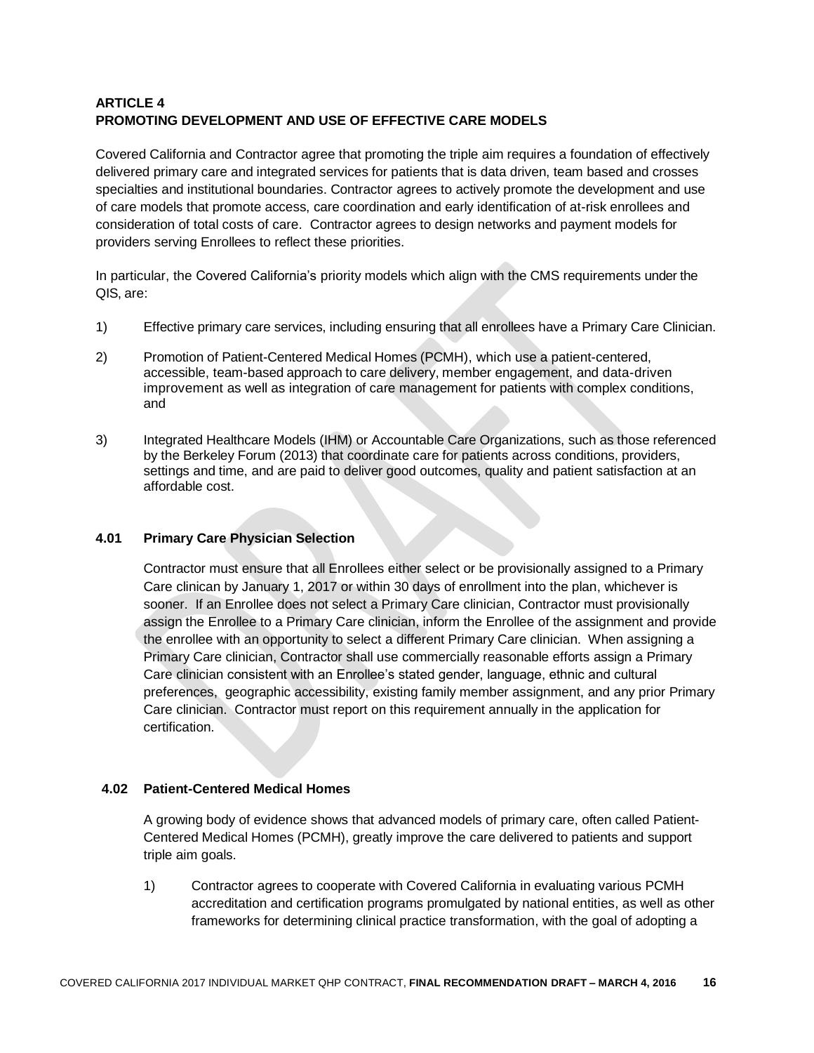## ARTICLE 4
## PROMOTING DEVELOPMENT AND USE OF EFFECTIVE CARE MODELS

Covered California and Contractor agree that promoting the triple aim requires a foundation of effectively delivered primary care and integrated services for patients that is data driven, team based and crosses specialties and institutional boundaries. Contractor agrees to actively promote the development and use of care models that promote access, care coordination and early identification of at-risk enrollees and consideration of total costs of care. Contractor agrees to design networks and payment models for providers serving Enrollees to reflect these priorities.

In particular, the Covered California's priority models which align with the CMS requirements under the QIS, are:

1) Effective primary care services, including ensuring that all enrollees have a Primary Care Clinician.

2) Promotion of Patient-Centered Medical Homes (PCMH), which use a patient-centered, accessible, team-based approach to care delivery, member engagement, and data-driven improvement as well as integration of care management for patients with complex conditions, and

3) Integrated Healthcare Models (IHM) or Accountable Care Organizations, such as those referenced by the Berkeley Forum (2013) that coordinate care for patients across conditions, providers, settings and time, and are paid to deliver good outcomes, quality and patient satisfaction at an affordable cost.

### 4.01 Primary Care Physician Selection

Contractor must ensure that all Enrollees either select or be provisionally assigned to a Primary Care clinican by January 1, 2017 or within 30 days of enrollment into the plan, whichever is sooner. If an Enrollee does not select a Primary Care clinician, Contractor must provisionally assign the Enrollee to a Primary Care clinician, inform the Enrollee of the assignment and provide the enrollee with an opportunity to select a different Primary Care clinician. When assigning a Primary Care clinician, Contractor shall use commercially reasonable efforts assign a Primary Care clinician consistent with an Enrollee's stated gender, language, ethnic and cultural preferences, geographic accessibility, existing family member assignment, and any prior Primary Care clinician. Contractor must report on this requirement annually in the application for certification.

### 4.02 Patient-Centered Medical Homes

A growing body of evidence shows that advanced models of primary care, often called Patient-Centered Medical Homes (PCMH), greatly improve the care delivered to patients and support triple aim goals.

1) Contractor agrees to cooperate with Covered California in evaluating various PCMH accreditation and certification programs promulgated by national entities, as well as other frameworks for determining clinical practice transformation, with the goal of adopting a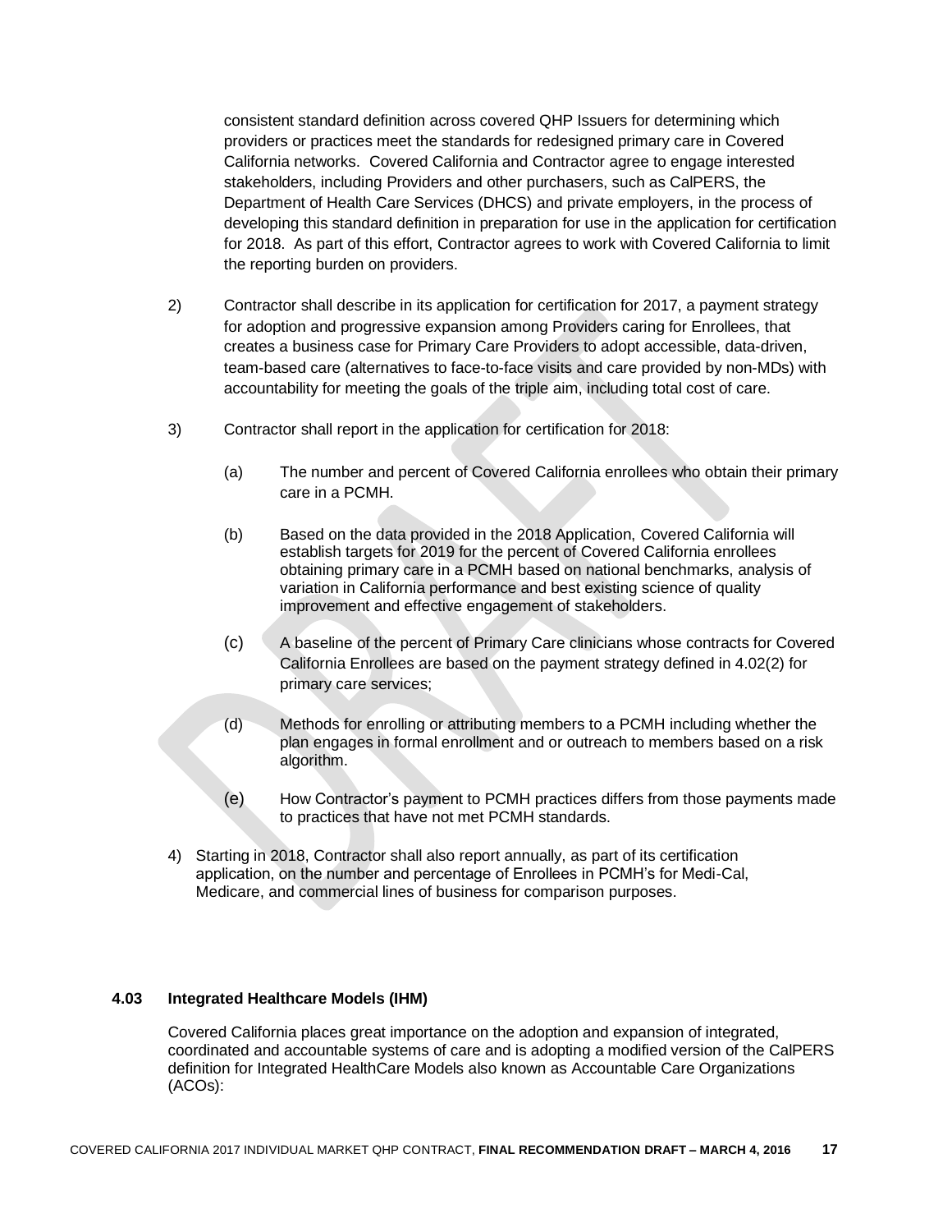consistent standard definition across covered QHP Issuers for determining which providers or practices meet the standards for redesigned primary care in Covered California networks. Covered California and Contractor agree to engage interested stakeholders, including Providers and other purchasers, such as CalPERS, the Department of Health Care Services (DHCS) and private employers, in the process of developing this standard definition in preparation for use in the application for certification for 2018. As part of this effort, Contractor agrees to work with Covered California to limit the reporting burden on providers.

2) Contractor shall describe in its application for certification for 2017, a payment strategy for adoption and progressive expansion among Providers caring for Enrollees, that creates a business case for Primary Care Providers to adopt accessible, data-driven, team-based care (alternatives to face-to-face visits and care provided by non-MDs) with accountability for meeting the goals of the triple aim, including total cost of care.

3) Contractor shall report in the application for certification for 2018:

   (a) The number and percent of Covered California enrollees who obtain their primary care in a PCMH.

   (b) Based on the data provided in the 2018 Application, Covered California will establish targets for 2019 for the percent of Covered California enrollees obtaining primary care in a PCMH based on national benchmarks, analysis of variation in California performance and best existing science of quality improvement and effective engagement of stakeholders.

   (c) A baseline of the percent of Primary Care clinicians whose contracts for Covered California Enrollees are based on the payment strategy defined in 4.02(2) for primary care services;

   (d) Methods for enrolling or attributing members to a PCMH including whether the plan engages in formal enrollment and or outreach to members based on a risk algorithm.

   (e) How Contractor's payment to PCMH practices differs from those payments made to practices that have not met PCMH standards.

4) Starting in 2018, Contractor shall also report annually, as part of its certification application, on the number and percentage of Enrollees in PCMH's for Medi-Cal, Medicare, and commercial lines of business for comparison purposes.

### 4.03 Integrated Healthcare Models (IHM)

Covered California places great importance on the adoption and expansion of integrated, coordinated and accountable systems of care and is adopting a modified version of the CalPERS definition for Integrated HealthCare Models also known as Accountable Care Organizations (ACOs):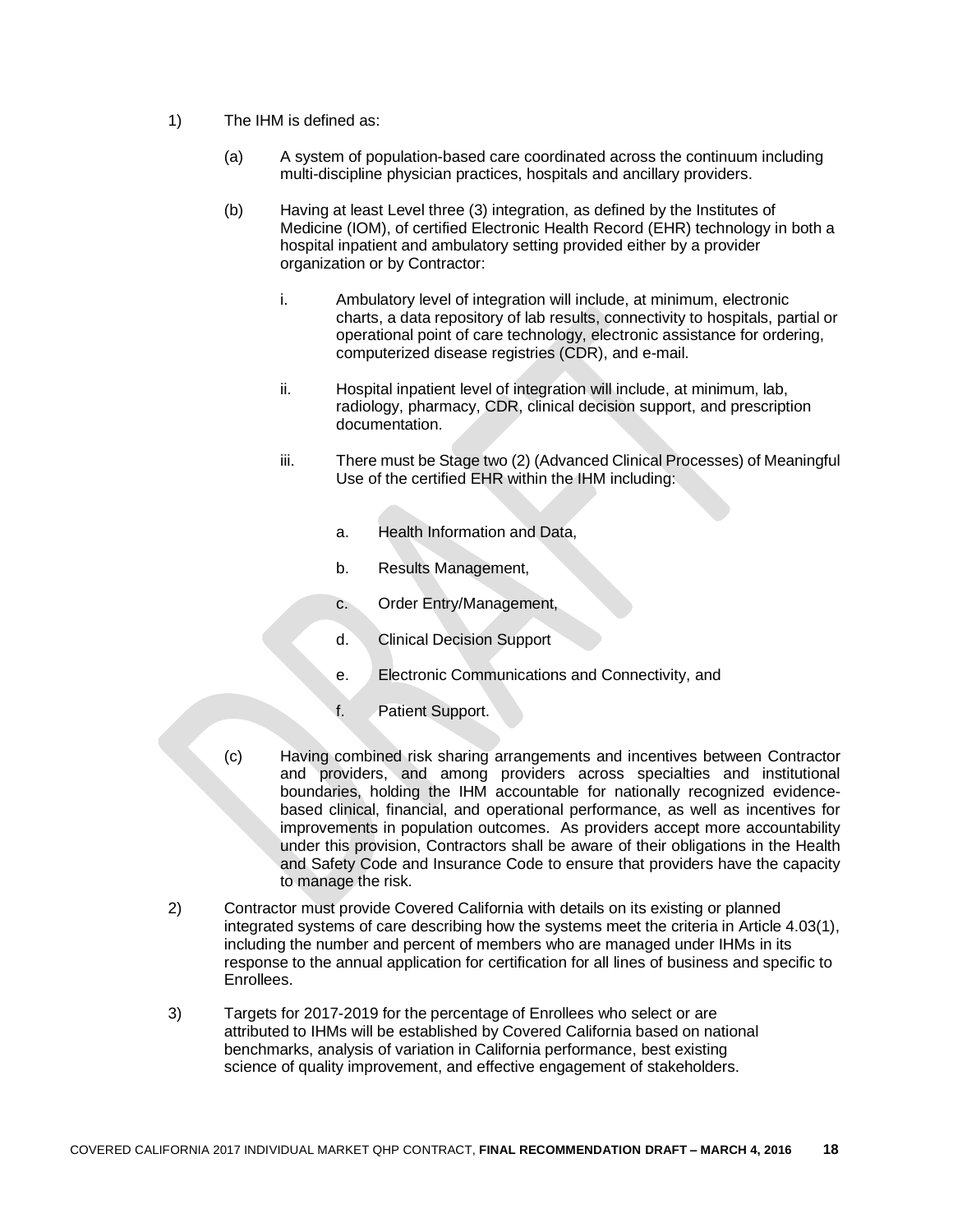1) The IHM is defined as:

   (a) A system of population-based care coordinated across the continuum including multi-discipline physician practices, hospitals and ancillary providers.

   (b) Having at least Level three (3) integration, as defined by the Institutes of Medicine (IOM), of certified Electronic Health Record (EHR) technology in both a hospital inpatient and ambulatory setting provided either by a provider organization or by Contractor:

      i. Ambulatory level of integration will include, at minimum, electronic charts, a data repository of lab results, connectivity to hospitals, partial or operational point of care technology, electronic assistance for ordering, computerized disease registries (CDR), and e-mail.

      ii. Hospital inpatient level of integration will include, at minimum, lab, radiology, pharmacy, CDR, clinical decision support, and prescription documentation.

      iii. There must be Stage two (2) (Advanced Clinical Processes) of Meaningful Use of the certified EHR within the IHM including:

         a. Health Information and Data,

         b. Results Management,

         c. Order Entry/Management,

         d. Clinical Decision Support

         e. Electronic Communications and Connectivity, and

         f. Patient Support.

   (c) Having combined risk sharing arrangements and incentives between Contractor and providers, and among providers across specialties and institutional boundaries, holding the IHM accountable for nationally recognized evidence-based clinical, financial, and operational performance, as well as incentives for improvements in population outcomes. As providers accept more accountability under this provision, Contractors shall be aware of their obligations in the Health and Safety Code and Insurance Code to ensure that providers have the capacity to manage the risk.

2) Contractor must provide Covered California with details on its existing or planned integrated systems of care describing how the systems meet the criteria in Article 4.03(1), including the number and percent of members who are managed under IHMs in its response to the annual application for certification for all lines of business and specific to Enrollees.

3) Targets for 2017-2019 for the percentage of Enrollees who select or are attributed to IHMs will be established by Covered California based on national benchmarks, analysis of variation in California performance, best existing science of quality improvement, and effective engagement of stakeholders.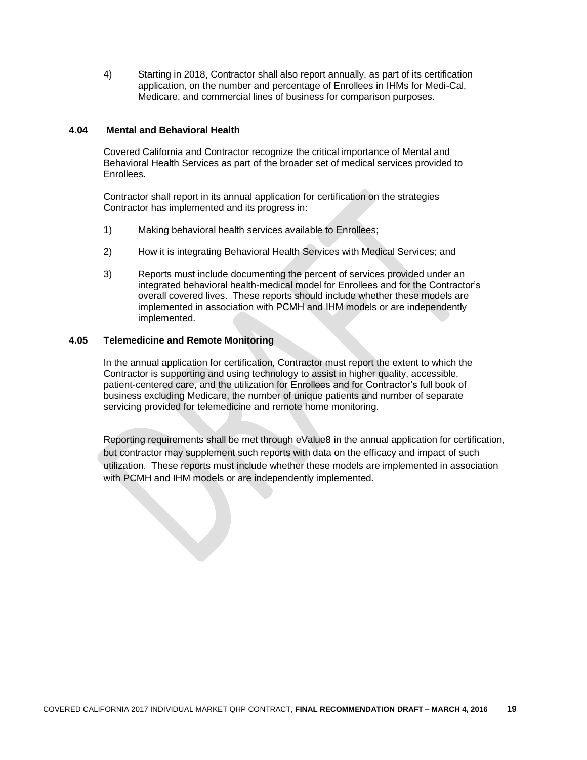4) Starting in 2018, Contractor shall also report annually, as part of its certification application, on the number and percentage of Enrollees in IHMs for Medi-Cal, Medicare, and commercial lines of business for comparison purposes.

### 4.04 Mental and Behavioral Health

Covered California and Contractor recognize the critical importance of Mental and Behavioral Health Services as part of the broader set of medical services provided to Enrollees.

Contractor shall report in its annual application for certification on the strategies Contractor has implemented and its progress in:

1) Making behavioral health services available to Enrollees;

2) How it is integrating Behavioral Health Services with Medical Services; and

3) Reports must include documenting the percent of services provided under an integrated behavioral health-medical model for Enrollees and for the Contractor's overall covered lives. These reports should include whether these models are implemented in association with PCMH and IHM models or are independently implemented.

### 4.05 Telemedicine and Remote Monitoring

In the annual application for certification, Contractor must report the extent to which the Contractor is supporting and using technology to assist in higher quality, accessible, patient-centered care, and the utilization for Enrollees and for Contractor's full book of business excluding Medicare, the number of unique patients and number of separate servicing provided for telemedicine and remote home monitoring.

Reporting requirements shall be met through eValue8 in the annual application for certification, but contractor may supplement such reports with data on the efficacy and impact of such utilization. These reports must include whether these models are implemented in association with PCMH and IHM models or are independently implemented.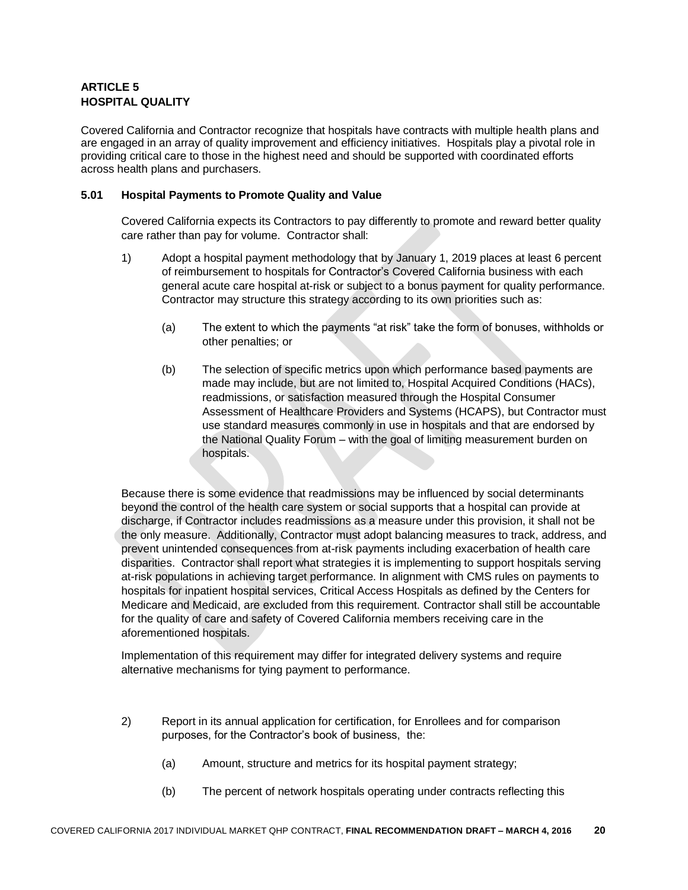**ARTICLE 5**
**HOSPITAL QUALITY**

Covered California and Contractor recognize that hospitals have contracts with multiple health plans and are engaged in an array of quality improvement and efficiency initiatives. Hospitals play a pivotal role in providing critical care to those in the highest need and should be supported with coordinated efforts across health plans and purchasers.

**5.01 Hospital Payments to Promote Quality and Value**

Covered California expects its Contractors to pay differently to promote and reward better quality care rather than pay for volume. Contractor shall:

1) Adopt a hospital payment methodology that by January 1, 2019 places at least 6 percent of reimbursement to hospitals for Contractor's Covered California business with each general acute care hospital at-risk or subject to a bonus payment for quality performance. Contractor may structure this strategy according to its own priorities such as:

   (a) The extent to which the payments "at risk" take the form of bonuses, withholds or other penalties; or

   (b) The selection of specific metrics upon which performance based payments are made may include, but are not limited to, Hospital Acquired Conditions (HACs), readmissions, or satisfaction measured through the Hospital Consumer Assessment of Healthcare Providers and Systems (HCAPS), but Contractor must use standard measures commonly in use in hospitals and that are endorsed by the National Quality Forum – with the goal of limiting measurement burden on hospitals.

Because there is some evidence that readmissions may be influenced by social determinants beyond the control of the health care system or social supports that a hospital can provide at discharge, if Contractor includes readmissions as a measure under this provision, it shall not be the only measure. Additionally, Contractor must adopt balancing measures to track, address, and prevent unintended consequences from at-risk payments including exacerbation of health care disparities. Contractor shall report what strategies it is implementing to support hospitals serving at-risk populations in achieving target performance. In alignment with CMS rules on payments to hospitals for inpatient hospital services, Critical Access Hospitals as defined by the Centers for Medicare and Medicaid, are excluded from this requirement. Contractor shall still be accountable for the quality of care and safety of Covered California members receiving care in the aforementioned hospitals.

Implementation of this requirement may differ for integrated delivery systems and require alternative mechanisms for tying payment to performance.

2) Report in its annual application for certification, for Enrollees and for comparison purposes, for the Contractor's book of business, the:

   (a) Amount, structure and metrics for its hospital payment strategy;

   (b) The percent of network hospitals operating under contracts reflecting this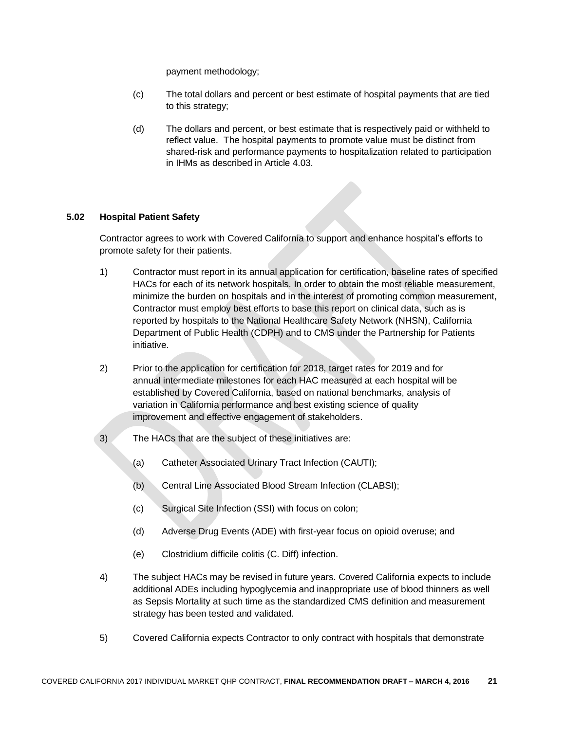payment methodology;

(c) The total dollars and percent or best estimate of hospital payments that are tied to this strategy;

(d) The dollars and percent, or best estimate that is respectively paid or withheld to reflect value. The hospital payments to promote value must be distinct from shared-risk and performance payments to hospitalization related to participation in IHMs as described in Article 4.03.

### 5.02 Hospital Patient Safety

Contractor agrees to work with Covered California to support and enhance hospital's efforts to promote safety for their patients.

1) Contractor must report in its annual application for certification, baseline rates of specified HACs for each of its network hospitals. In order to obtain the most reliable measurement, minimize the burden on hospitals and in the interest of promoting common measurement, Contractor must employ best efforts to base this report on clinical data, such as is reported by hospitals to the National Healthcare Safety Network (NHSN), California Department of Public Health (CDPH) and to CMS under the Partnership for Patients initiative.

2) Prior to the application for certification for 2018, target rates for 2019 and for annual intermediate milestones for each HAC measured at each hospital will be established by Covered California, based on national benchmarks, analysis of variation in California performance and best existing science of quality improvement and effective engagement of stakeholders.

3) The HACs that are the subject of these initiatives are:

   (a) Catheter Associated Urinary Tract Infection (CAUTI);

   (b) Central Line Associated Blood Stream Infection (CLABSI);

   (c) Surgical Site Infection (SSI) with focus on colon;

   (d) Adverse Drug Events (ADE) with first-year focus on opioid overuse; and

   (e) Clostridium difficile colitis (C. Diff) infection.

4) The subject HACs may be revised in future years. Covered California expects to include additional ADEs including hypoglycemia and inappropriate use of blood thinners as well as Sepsis Mortality at such time as the standardized CMS definition and measurement strategy has been tested and validated.

5) Covered California expects Contractor to only contract with hospitals that demonstrate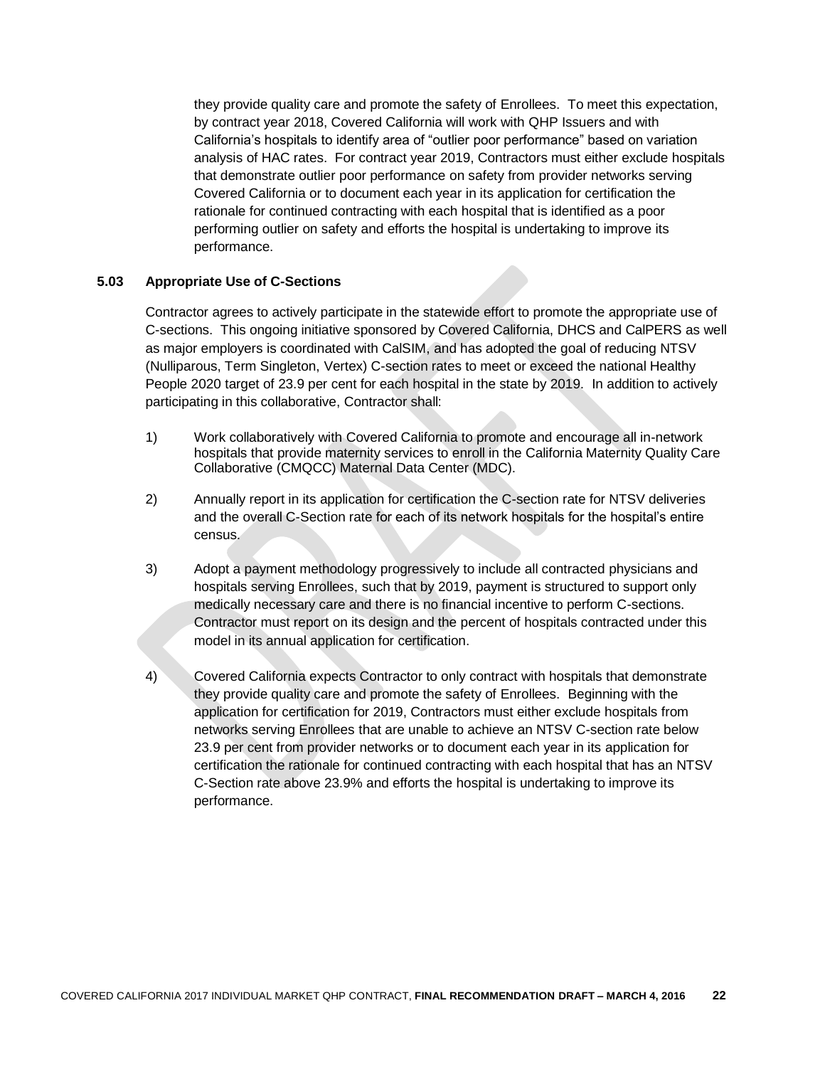they provide quality care and promote the safety of Enrollees. To meet this expectation, by contract year 2018, Covered California will work with QHP Issuers and with California's hospitals to identify area of "outlier poor performance" based on variation analysis of HAC rates. For contract year 2019, Contractors must either exclude hospitals that demonstrate outlier poor performance on safety from provider networks serving Covered California or to document each year in its application for certification the rationale for continued contracting with each hospital that is identified as a poor performing outlier on safety and efforts the hospital is undertaking to improve its performance.

### 5.03 Appropriate Use of C-Sections

Contractor agrees to actively participate in the statewide effort to promote the appropriate use of C-sections. This ongoing initiative sponsored by Covered California, DHCS and CalPERS as well as major employers is coordinated with CalSIM, and has adopted the goal of reducing NTSV (Nulliparous, Term Singleton, Vertex) C-section rates to meet or exceed the national Healthy People 2020 target of 23.9 per cent for each hospital in the state by 2019. In addition to actively participating in this collaborative, Contractor shall:

1) Work collaboratively with Covered California to promote and encourage all in-network hospitals that provide maternity services to enroll in the California Maternity Quality Care Collaborative (CMQCC) Maternal Data Center (MDC).

2) Annually report in its application for certification the C-section rate for NTSV deliveries and the overall C-Section rate for each of its network hospitals for the hospital's entire census.

3) Adopt a payment methodology progressively to include all contracted physicians and hospitals serving Enrollees, such that by 2019, payment is structured to support only medically necessary care and there is no financial incentive to perform C-sections. Contractor must report on its design and the percent of hospitals contracted under this model in its annual application for certification.

4) Covered California expects Contractor to only contract with hospitals that demonstrate they provide quality care and promote the safety of Enrollees. Beginning with the application for certification for 2019, Contractors must either exclude hospitals from networks serving Enrollees that are unable to achieve an NTSV C-section rate below 23.9 per cent from provider networks or to document each year in its application for certification the rationale for continued contracting with each hospital that has an NTSV C-Section rate above 23.9% and efforts the hospital is undertaking to improve its performance.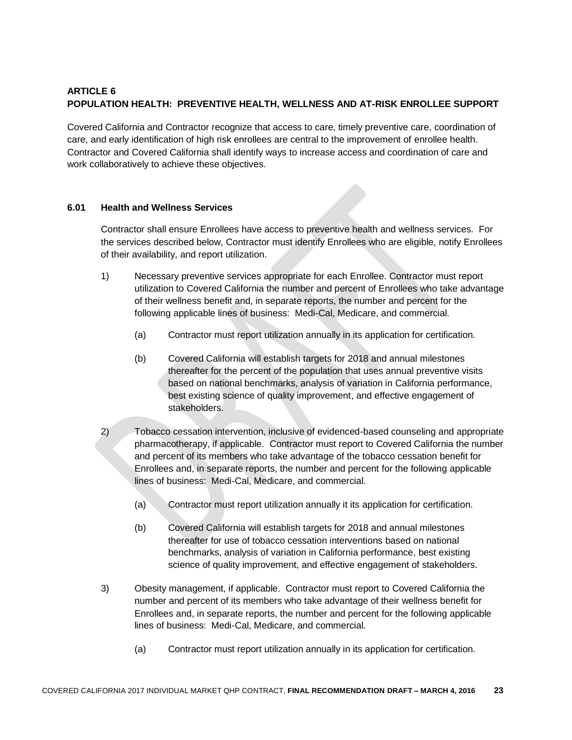## ARTICLE 6
## POPULATION HEALTH: PREVENTIVE HEALTH, WELLNESS AND AT-RISK ENROLLEE SUPPORT

Covered California and Contractor recognize that access to care, timely preventive care, coordination of care, and early identification of high risk enrollees are central to the improvement of enrollee health. Contractor and Covered California shall identify ways to increase access and coordination of care and work collaboratively to achieve these objectives.

### 6.01 Health and Wellness Services

Contractor shall ensure Enrollees have access to preventive health and wellness services. For the services described below, Contractor must identify Enrollees who are eligible, notify Enrollees of their availability, and report utilization.

1) Necessary preventive services appropriate for each Enrollee. Contractor must report utilization to Covered California the number and percent of Enrollees who take advantage of their wellness benefit and, in separate reports, the number and percent for the following applicable lines of business: Medi-Cal, Medicare, and commercial.

    (a) Contractor must report utilization annually in its application for certification.

    (b) Covered California will establish targets for 2018 and annual milestones thereafter for the percent of the population that uses annual preventive visits based on national benchmarks, analysis of variation in California performance, best existing science of quality improvement, and effective engagement of stakeholders.

2) Tobacco cessation intervention, inclusive of evidenced-based counseling and appropriate pharmacotherapy, if applicable. Contractor must report to Covered California the number and percent of its members who take advantage of the tobacco cessation benefit for Enrollees and, in separate reports, the number and percent for the following applicable lines of business: Medi-Cal, Medicare, and commercial.

    (a) Contractor must report utilization annually it its application for certification.

    (b) Covered California will establish targets for 2018 and annual milestones thereafter for use of tobacco cessation interventions based on national benchmarks, analysis of variation in California performance, best existing science of quality improvement, and effective engagement of stakeholders.

3) Obesity management, if applicable. Contractor must report to Covered California the number and percent of its members who take advantage of their wellness benefit for Enrollees and, in separate reports, the number and percent for the following applicable lines of business: Medi-Cal, Medicare, and commercial.

    (a) Contractor must report utilization annually in its application for certification.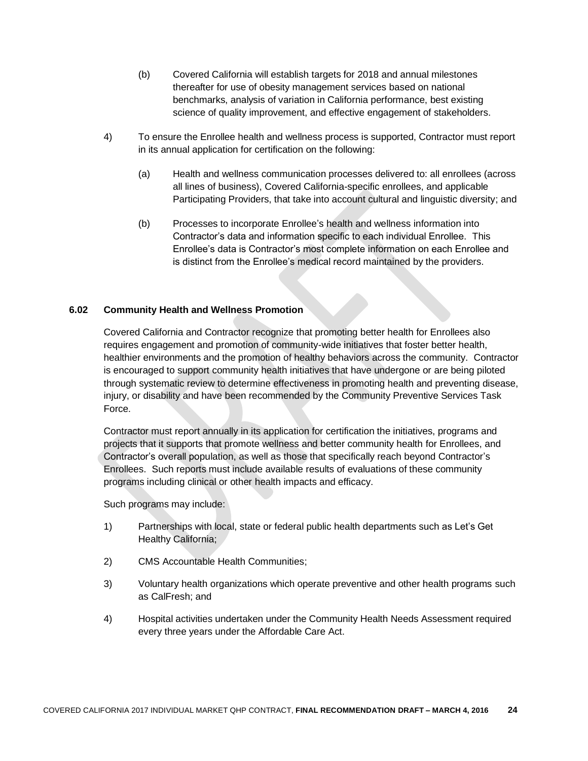(b) Covered California will establish targets for 2018 and annual milestones thereafter for use of obesity management services based on national benchmarks, analysis of variation in California performance, best existing science of quality improvement, and effective engagement of stakeholders.

4) To ensure the Enrollee health and wellness process is supported, Contractor must report in its annual application for certification on the following:

   (a) Health and wellness communication processes delivered to: all enrollees (across all lines of business), Covered California-specific enrollees, and applicable Participating Providers, that take into account cultural and linguistic diversity; and

   (b) Processes to incorporate Enrollee's health and wellness information into Contractor's data and information specific to each individual Enrollee. This Enrollee's data is Contractor's most complete information on each Enrollee and is distinct from the Enrollee's medical record maintained by the providers.

### 6.02 Community Health and Wellness Promotion

Covered California and Contractor recognize that promoting better health for Enrollees also requires engagement and promotion of community-wide initiatives that foster better health, healthier environments and the promotion of healthy behaviors across the community. Contractor is encouraged to support community health initiatives that have undergone or are being piloted through systematic review to determine effectiveness in promoting health and preventing disease, injury, or disability and have been recommended by the Community Preventive Services Task Force.

Contractor must report annually in its application for certification the initiatives, programs and projects that it supports that promote wellness and better community health for Enrollees, and Contractor's overall population, as well as those that specifically reach beyond Contractor's Enrollees. Such reports must include available results of evaluations of these community programs including clinical or other health impacts and efficacy.

Such programs may include:

1) Partnerships with local, state or federal public health departments such as Let's Get Healthy California;

2) CMS Accountable Health Communities;

3) Voluntary health organizations which operate preventive and other health programs such as CalFresh; and

4) Hospital activities undertaken under the Community Health Needs Assessment required every three years under the Affordable Care Act.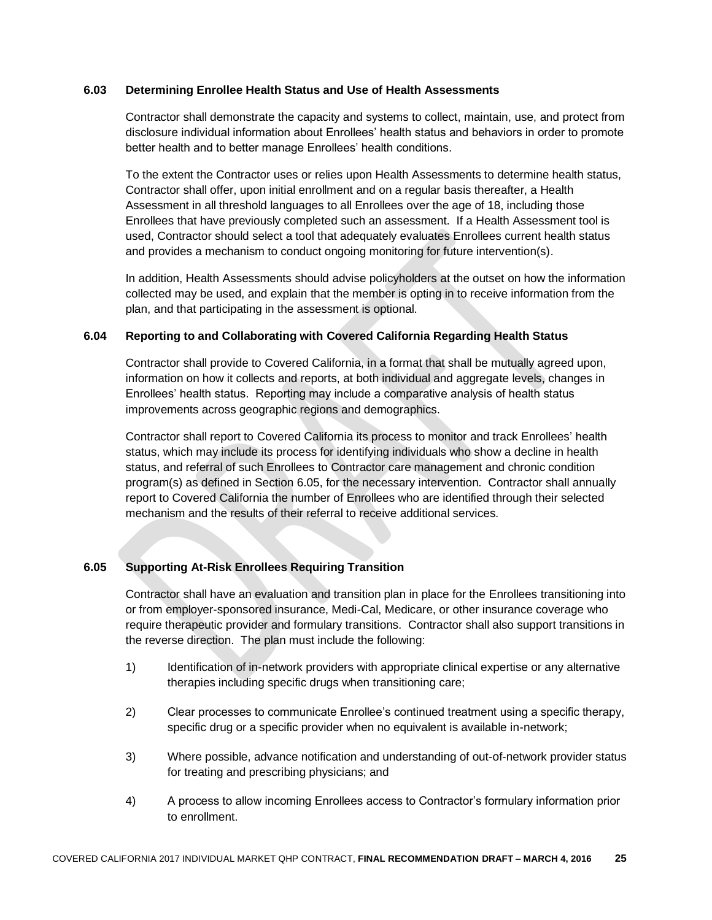### 6.03 Determining Enrollee Health Status and Use of Health Assessments

Contractor shall demonstrate the capacity and systems to collect, maintain, use, and protect from disclosure individual information about Enrollees' health status and behaviors in order to promote better health and to better manage Enrollees' health conditions.

To the extent the Contractor uses or relies upon Health Assessments to determine health status, Contractor shall offer, upon initial enrollment and on a regular basis thereafter, a Health Assessment in all threshold languages to all Enrollees over the age of 18, including those Enrollees that have previously completed such an assessment. If a Health Assessment tool is used, Contractor should select a tool that adequately evaluates Enrollees current health status and provides a mechanism to conduct ongoing monitoring for future intervention(s).

In addition, Health Assessments should advise policyholders at the outset on how the information collected may be used, and explain that the member is opting in to receive information from the plan, and that participating in the assessment is optional.

### 6.04 Reporting to and Collaborating with Covered California Regarding Health Status

Contractor shall provide to Covered California, in a format that shall be mutually agreed upon, information on how it collects and reports, at both individual and aggregate levels, changes in Enrollees' health status. Reporting may include a comparative analysis of health status improvements across geographic regions and demographics.

Contractor shall report to Covered California its process to monitor and track Enrollees' health status, which may include its process for identifying individuals who show a decline in health status, and referral of such Enrollees to Contractor care management and chronic condition program(s) as defined in Section 6.05, for the necessary intervention. Contractor shall annually report to Covered California the number of Enrollees who are identified through their selected mechanism and the results of their referral to receive additional services.

### 6.05 Supporting At-Risk Enrollees Requiring Transition

Contractor shall have an evaluation and transition plan in place for the Enrollees transitioning into or from employer-sponsored insurance, Medi-Cal, Medicare, or other insurance coverage who require therapeutic provider and formulary transitions. Contractor shall also support transitions in the reverse direction. The plan must include the following:

1) Identification of in-network providers with appropriate clinical expertise or any alternative therapies including specific drugs when transitioning care;

2) Clear processes to communicate Enrollee's continued treatment using a specific therapy, specific drug or a specific provider when no equivalent is available in-network;

3) Where possible, advance notification and understanding of out-of-network provider status for treating and prescribing physicians; and

4) A process to allow incoming Enrollees access to Contractor's formulary information prior to enrollment.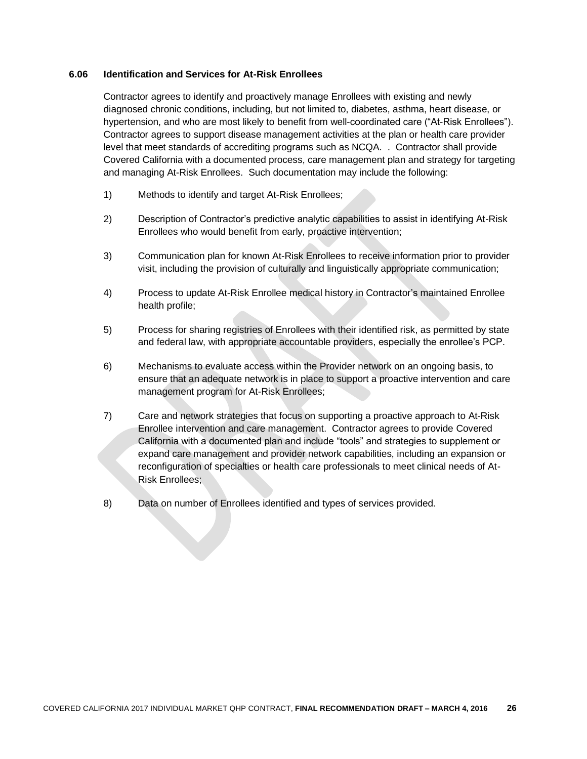### 6.06 Identification and Services for At-Risk Enrollees

Contractor agrees to identify and proactively manage Enrollees with existing and newly diagnosed chronic conditions, including, but not limited to, diabetes, asthma, heart disease, or hypertension, and who are most likely to benefit from well-coordinated care ("At-Risk Enrollees"). Contractor agrees to support disease management activities at the plan or health care provider level that meet standards of accrediting programs such as NCQA. . Contractor shall provide Covered California with a documented process, care management plan and strategy for targeting and managing At-Risk Enrollees. Such documentation may include the following:

1) Methods to identify and target At-Risk Enrollees;

2) Description of Contractor's predictive analytic capabilities to assist in identifying At-Risk Enrollees who would benefit from early, proactive intervention;

3) Communication plan for known At-Risk Enrollees to receive information prior to provider visit, including the provision of culturally and linguistically appropriate communication;

4) Process to update At-Risk Enrollee medical history in Contractor's maintained Enrollee health profile;

5) Process for sharing registries of Enrollees with their identified risk, as permitted by state and federal law, with appropriate accountable providers, especially the enrollee's PCP.

6) Mechanisms to evaluate access within the Provider network on an ongoing basis, to ensure that an adequate network is in place to support a proactive intervention and care management program for At-Risk Enrollees;

7) Care and network strategies that focus on supporting a proactive approach to At-Risk Enrollee intervention and care management. Contractor agrees to provide Covered California with a documented plan and include "tools" and strategies to supplement or expand care management and provider network capabilities, including an expansion or reconfiguration of specialties or health care professionals to meet clinical needs of At-Risk Enrollees;

8) Data on number of Enrollees identified and types of services provided.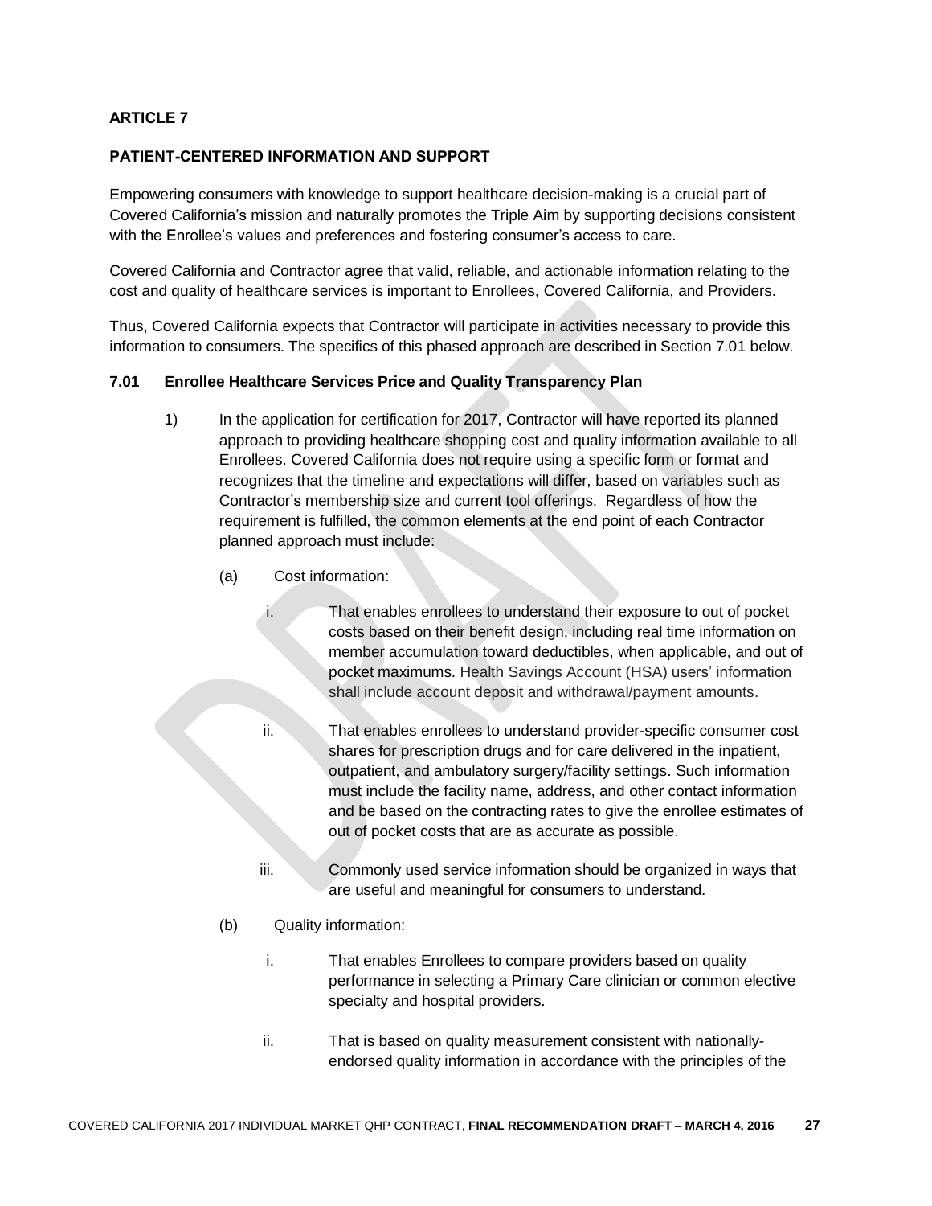## ARTICLE 7

## PATIENT-CENTERED INFORMATION AND SUPPORT

Empowering consumers with knowledge to support healthcare decision-making is a crucial part of Covered California's mission and naturally promotes the Triple Aim by supporting decisions consistent with the Enrollee's values and preferences and fostering consumer's access to care.

Covered California and Contractor agree that valid, reliable, and actionable information relating to the cost and quality of healthcare services is important to Enrollees, Covered California, and Providers.

Thus, Covered California expects that Contractor will participate in activities necessary to provide this information to consumers. The specifics of this phased approach are described in Section 7.01 below.

### 7.01 Enrollee Healthcare Services Price and Quality Transparency Plan

1) In the application for certification for 2017, Contractor will have reported its planned approach to providing healthcare shopping cost and quality information available to all Enrollees. Covered California does not require using a specific form or format and recognizes that the timeline and expectations will differ, based on variables such as Contractor's membership size and current tool offerings. Regardless of how the requirement is fulfilled, the common elements at the end point of each Contractor planned approach must include:

   (a) Cost information:

      i. That enables enrollees to understand their exposure to out of pocket costs based on their benefit design, including real time information on member accumulation toward deductibles, when applicable, and out of pocket maximums. Health Savings Account (HSA) users' information shall include account deposit and withdrawal/payment amounts.

      ii. That enables enrollees to understand provider-specific consumer cost shares for prescription drugs and for care delivered in the inpatient, outpatient, and ambulatory surgery/facility settings. Such information must include the facility name, address, and other contact information and be based on the contracting rates to give the enrollee estimates of out of pocket costs that are as accurate as possible.

      iii. Commonly used service information should be organized in ways that are useful and meaningful for consumers to understand.

   (b) Quality information:

      i. That enables Enrollees to compare providers based on quality performance in selecting a Primary Care clinician or common elective specialty and hospital providers.

      ii. That is based on quality measurement consistent with nationally-endorsed quality information in accordance with the principles of the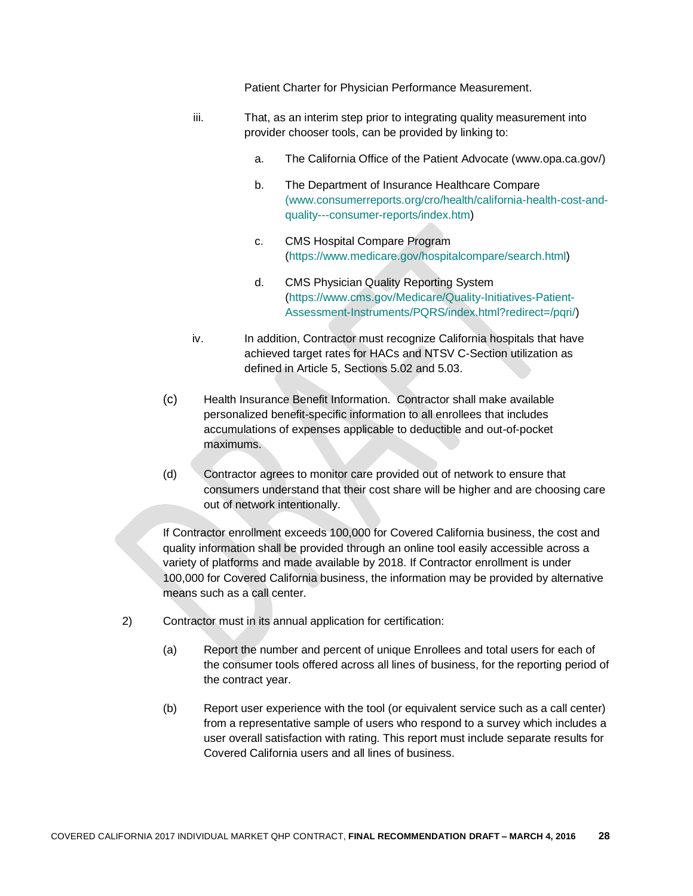Patient Charter for Physician Performance Measurement.

iii. That, as an interim step prior to integrating quality measurement into provider chooser tools, can be provided by linking to:

   a. The California Office of the Patient Advocate (www.opa.ca.gov/)

   b. The Department of Insurance Healthcare Compare (www.consumerreports.org/cro/health/california-health-cost-and-quality---consumer-reports/index.htm)

   c. CMS Hospital Compare Program (https://www.medicare.gov/hospitalcompare/search.html)

   d. CMS Physician Quality Reporting System (https://www.cms.gov/Medicare/Quality-Initiatives-Patient-Assessment-Instruments/PQRS/index.html?redirect=/pqri/)

iv. In addition, Contractor must recognize California hospitals that have achieved target rates for HACs and NTSV C-Section utilization as defined in Article 5, Sections 5.02 and 5.03.

(c) Health Insurance Benefit Information. Contractor shall make available personalized benefit-specific information to all enrollees that includes accumulations of expenses applicable to deductible and out-of-pocket maximums.

(d) Contractor agrees to monitor care provided out of network to ensure that consumers understand that their cost share will be higher and are choosing care out of network intentionally.

If Contractor enrollment exceeds 100,000 for Covered California business, the cost and quality information shall be provided through an online tool easily accessible across a variety of platforms and made available by 2018. If Contractor enrollment is under 100,000 for Covered California business, the information may be provided by alternative means such as a call center.

2) Contractor must in its annual application for certification:

(a) Report the number and percent of unique Enrollees and total users for each of the consumer tools offered across all lines of business, for the reporting period of the contract year.

(b) Report user experience with the tool (or equivalent service such as a call center) from a representative sample of users who respond to a survey which includes a user overall satisfaction with rating. This report must include separate results for Covered California users and all lines of business.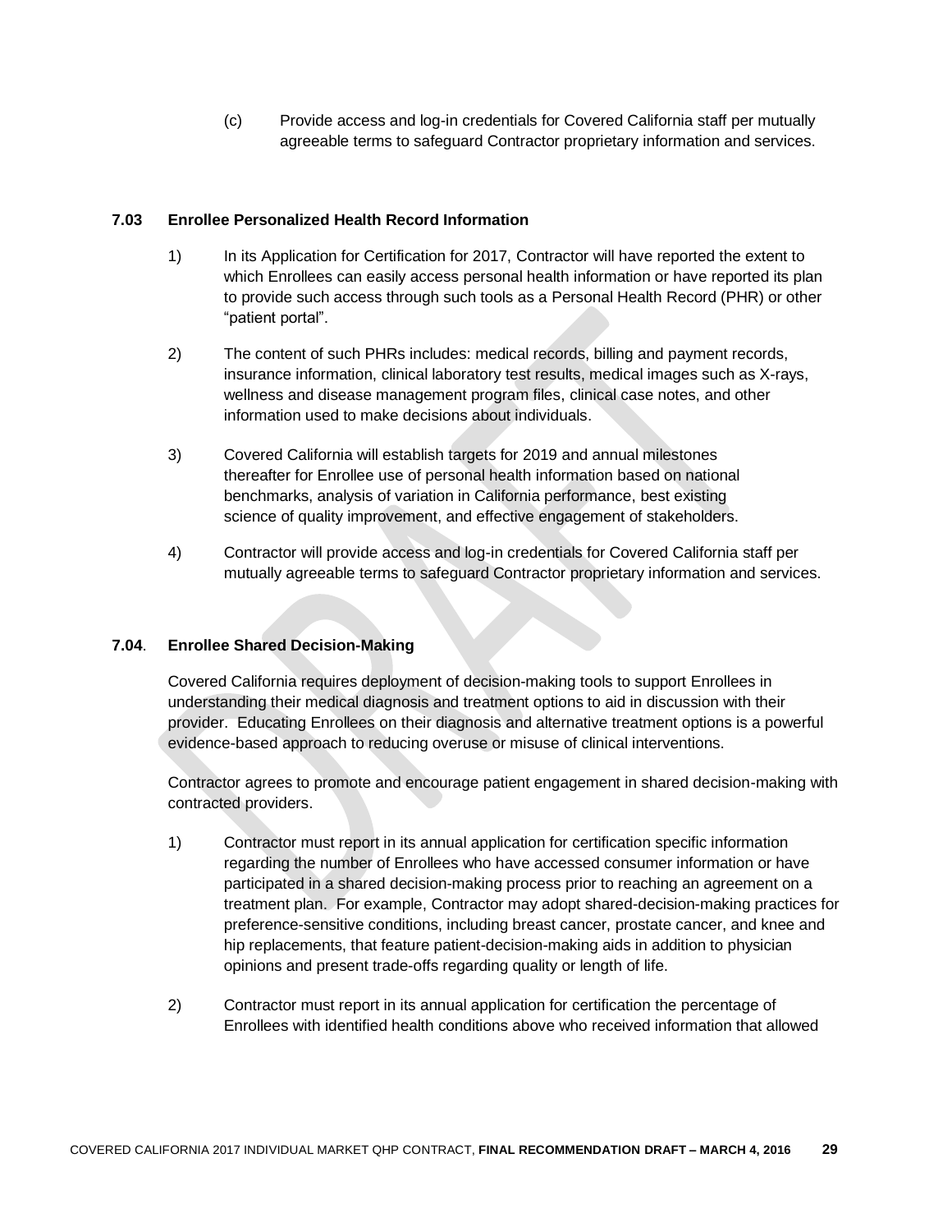(c) Provide access and log-in credentials for Covered California staff per mutually agreeable terms to safeguard Contractor proprietary information and services.

### 7.03 Enrollee Personalized Health Record Information

1) In its Application for Certification for 2017, Contractor will have reported the extent to which Enrollees can easily access personal health information or have reported its plan to provide such access through such tools as a Personal Health Record (PHR) or other "patient portal".

2) The content of such PHRs includes: medical records, billing and payment records, insurance information, clinical laboratory test results, medical images such as X-rays, wellness and disease management program files, clinical case notes, and other information used to make decisions about individuals.

3) Covered California will establish targets for 2019 and annual milestones thereafter for Enrollee use of personal health information based on national benchmarks, analysis of variation in California performance, best existing science of quality improvement, and effective engagement of stakeholders.

4) Contractor will provide access and log-in credentials for Covered California staff per mutually agreeable terms to safeguard Contractor proprietary information and services.

### 7.04. Enrollee Shared Decision-Making

Covered California requires deployment of decision-making tools to support Enrollees in understanding their medical diagnosis and treatment options to aid in discussion with their provider. Educating Enrollees on their diagnosis and alternative treatment options is a powerful evidence-based approach to reducing overuse or misuse of clinical interventions.

Contractor agrees to promote and encourage patient engagement in shared decision-making with contracted providers.

1) Contractor must report in its annual application for certification specific information regarding the number of Enrollees who have accessed consumer information or have participated in a shared decision-making process prior to reaching an agreement on a treatment plan. For example, Contractor may adopt shared-decision-making practices for preference-sensitive conditions, including breast cancer, prostate cancer, and knee and hip replacements, that feature patient-decision-making aids in addition to physician opinions and present trade-offs regarding quality or length of life.

2) Contractor must report in its annual application for certification the percentage of Enrollees with identified health conditions above who received information that allowed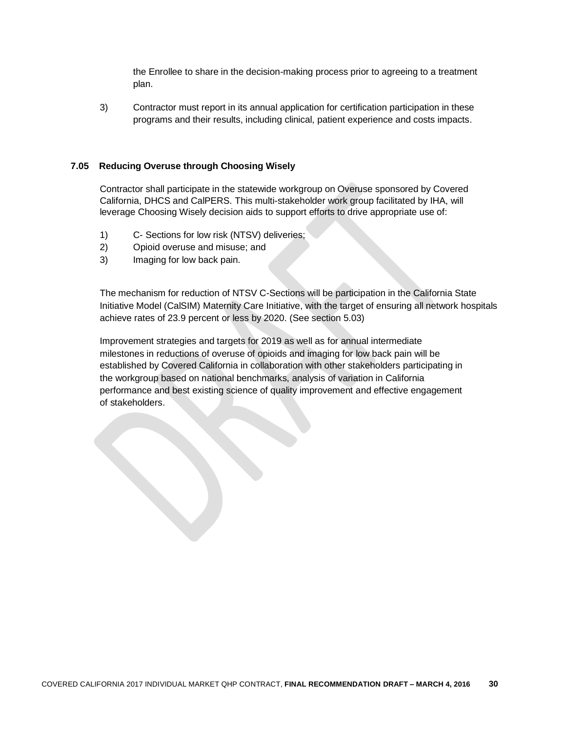the Enrollee to share in the decision-making process prior to agreeing to a treatment plan.

3) Contractor must report in its annual application for certification participation in these programs and their results, including clinical, patient experience and costs impacts.

### 7.05 Reducing Overuse through Choosing Wisely

Contractor shall participate in the statewide workgroup on Overuse sponsored by Covered California, DHCS and CalPERS. This multi-stakeholder work group facilitated by IHA, will leverage Choosing Wisely decision aids to support efforts to drive appropriate use of:

1) C- Sections for low risk (NTSV) deliveries;
2) Opioid overuse and misuse; and
3) Imaging for low back pain.

The mechanism for reduction of NTSV C-Sections will be participation in the California State Initiative Model (CalSIM) Maternity Care Initiative, with the target of ensuring all network hospitals achieve rates of 23.9 percent or less by 2020. (See section 5.03)

Improvement strategies and targets for 2019 as well as for annual intermediate milestones in reductions of overuse of opioids and imaging for low back pain will be established by Covered California in collaboration with other stakeholders participating in the workgroup based on national benchmarks, analysis of variation in California performance and best existing science of quality improvement and effective engagement of stakeholders.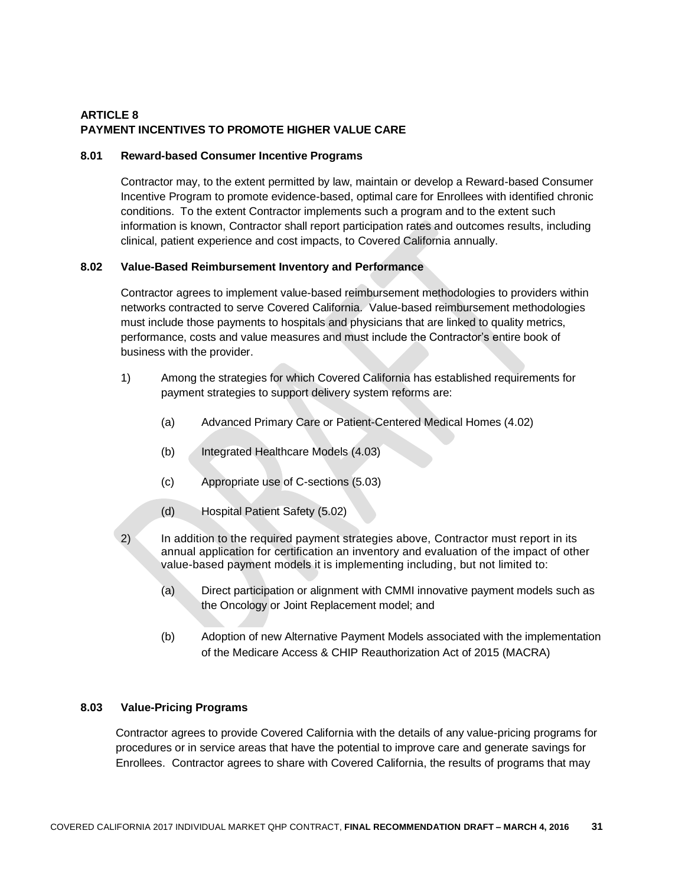## ARTICLE 8
## PAYMENT INCENTIVES TO PROMOTE HIGHER VALUE CARE

### 8.01 Reward-based Consumer Incentive Programs

Contractor may, to the extent permitted by law, maintain or develop a Reward-based Consumer Incentive Program to promote evidence-based, optimal care for Enrollees with identified chronic conditions. To the extent Contractor implements such a program and to the extent such information is known, Contractor shall report participation rates and outcomes results, including clinical, patient experience and cost impacts, to Covered California annually.

### 8.02 Value-Based Reimbursement Inventory and Performance

Contractor agrees to implement value-based reimbursement methodologies to providers within networks contracted to serve Covered California. Value-based reimbursement methodologies must include those payments to hospitals and physicians that are linked to quality metrics, performance, costs and value measures and must include the Contractor's entire book of business with the provider.

1) Among the strategies for which Covered California has established requirements for payment strategies to support delivery system reforms are:

   (a) Advanced Primary Care or Patient-Centered Medical Homes (4.02)

   (b) Integrated Healthcare Models (4.03)

   (c) Appropriate use of C-sections (5.03)

   (d) Hospital Patient Safety (5.02)

2) In addition to the required payment strategies above, Contractor must report in its annual application for certification an inventory and evaluation of the impact of other value-based payment models it is implementing including, but not limited to:

   (a) Direct participation or alignment with CMMI innovative payment models such as the Oncology or Joint Replacement model; and

   (b) Adoption of new Alternative Payment Models associated with the implementation of the Medicare Access & CHIP Reauthorization Act of 2015 (MACRA)

### 8.03 Value-Pricing Programs

Contractor agrees to provide Covered California with the details of any value-pricing programs for procedures or in service areas that have the potential to improve care and generate savings for Enrollees. Contractor agrees to share with Covered California, the results of programs that may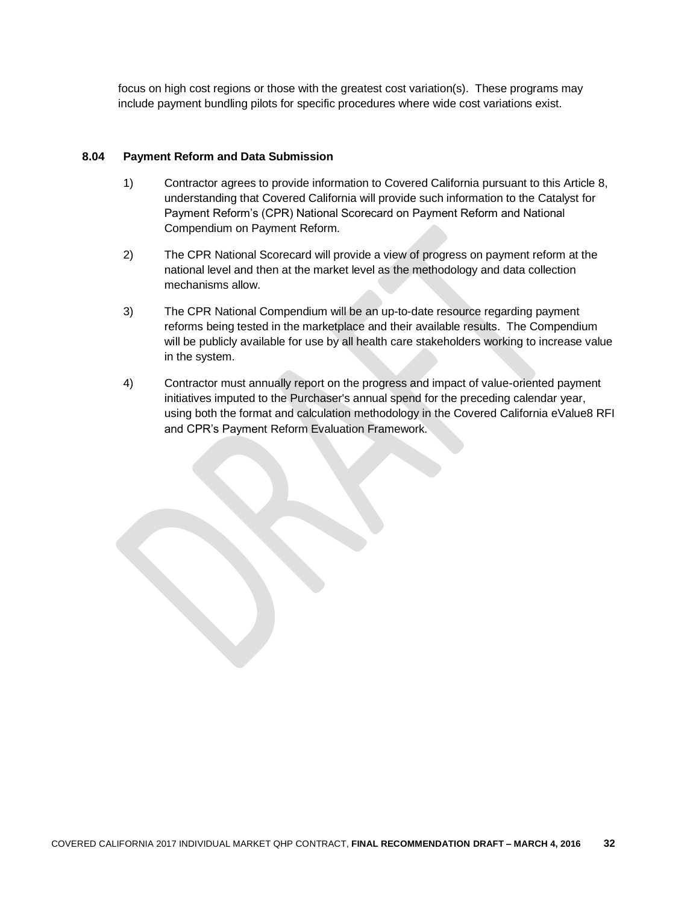focus on high cost regions or those with the greatest cost variation(s). These programs may include payment bundling pilots for specific procedures where wide cost variations exist.

### 8.04 Payment Reform and Data Submission

1) Contractor agrees to provide information to Covered California pursuant to this Article 8, understanding that Covered California will provide such information to the Catalyst for Payment Reform's (CPR) National Scorecard on Payment Reform and National Compendium on Payment Reform.

2) The CPR National Scorecard will provide a view of progress on payment reform at the national level and then at the market level as the methodology and data collection mechanisms allow.

3) The CPR National Compendium will be an up-to-date resource regarding payment reforms being tested in the marketplace and their available results. The Compendium will be publicly available for use by all health care stakeholders working to increase value in the system.

4) Contractor must annually report on the progress and impact of value-oriented payment initiatives imputed to the Purchaser's annual spend for the preceding calendar year, using both the format and calculation methodology in the Covered California eValue8 RFI and CPR's Payment Reform Evaluation Framework.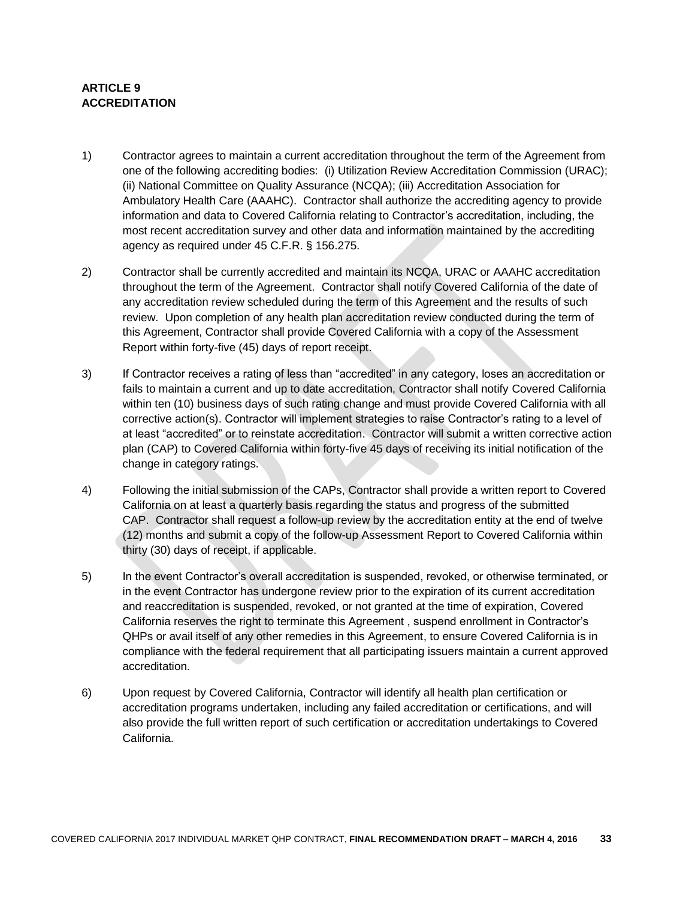**ARTICLE 9**
**ACCREDITATION**

1) Contractor agrees to maintain a current accreditation throughout the term of the Agreement from one of the following accrediting bodies: (i) Utilization Review Accreditation Commission (URAC); (ii) National Committee on Quality Assurance (NCQA); (iii) Accreditation Association for Ambulatory Health Care (AAAHC). Contractor shall authorize the accrediting agency to provide information and data to Covered California relating to Contractor's accreditation, including, the most recent accreditation survey and other data and information maintained by the accrediting agency as required under 45 C.F.R. § 156.275.

2) Contractor shall be currently accredited and maintain its NCQA, URAC or AAAHC accreditation throughout the term of the Agreement. Contractor shall notify Covered California of the date of any accreditation review scheduled during the term of this Agreement and the results of such review. Upon completion of any health plan accreditation review conducted during the term of this Agreement, Contractor shall provide Covered California with a copy of the Assessment Report within forty-five (45) days of report receipt.

3) If Contractor receives a rating of less than "accredited" in any category, loses an accreditation or fails to maintain a current and up to date accreditation, Contractor shall notify Covered California within ten (10) business days of such rating change and must provide Covered California with all corrective action(s). Contractor will implement strategies to raise Contractor's rating to a level of at least "accredited" or to reinstate accreditation. Contractor will submit a written corrective action plan (CAP) to Covered California within forty-five 45 days of receiving its initial notification of the change in category ratings.

4) Following the initial submission of the CAPs, Contractor shall provide a written report to Covered California on at least a quarterly basis regarding the status and progress of the submitted CAP. Contractor shall request a follow-up review by the accreditation entity at the end of twelve (12) months and submit a copy of the follow-up Assessment Report to Covered California within thirty (30) days of receipt, if applicable.

5) In the event Contractor's overall accreditation is suspended, revoked, or otherwise terminated, or in the event Contractor has undergone review prior to the expiration of its current accreditation and reaccreditation is suspended, revoked, or not granted at the time of expiration, Covered California reserves the right to terminate this Agreement , suspend enrollment in Contractor's QHPs or avail itself of any other remedies in this Agreement, to ensure Covered California is in compliance with the federal requirement that all participating issuers maintain a current approved accreditation.

6) Upon request by Covered California, Contractor will identify all health plan certification or accreditation programs undertaken, including any failed accreditation or certifications, and will also provide the full written report of such certification or accreditation undertakings to Covered California.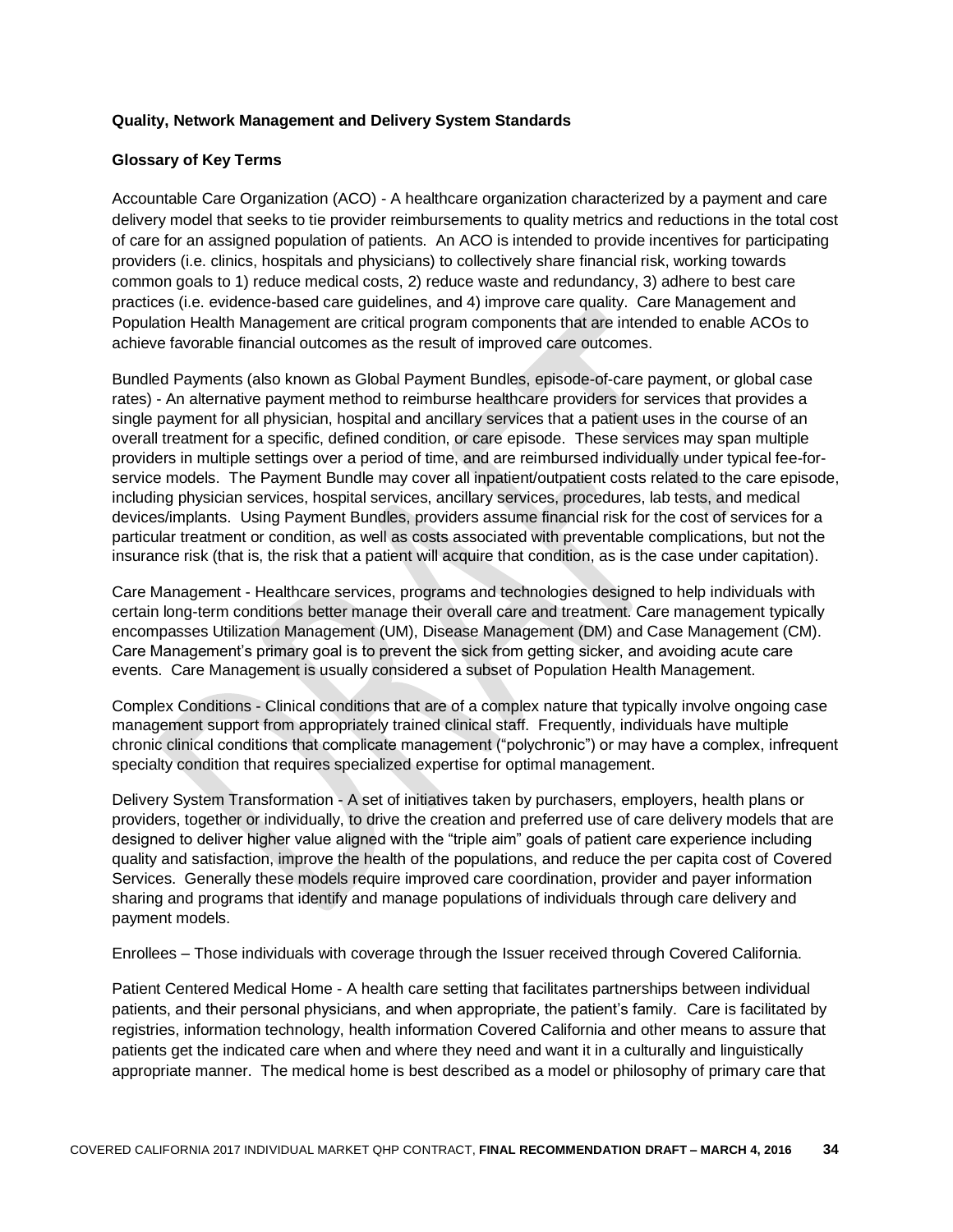**Quality, Network Management and Delivery System Standards**

**Glossary of Key Terms**

Accountable Care Organization (ACO) - A healthcare organization characterized by a payment and care delivery model that seeks to tie provider reimbursements to quality metrics and reductions in the total cost of care for an assigned population of patients. An ACO is intended to provide incentives for participating providers (i.e. clinics, hospitals and physicians) to collectively share financial risk, working towards common goals to 1) reduce medical costs, 2) reduce waste and redundancy, 3) adhere to best care practices (i.e. evidence-based care guidelines, and 4) improve care quality. Care Management and Population Health Management are critical program components that are intended to enable ACOs to achieve favorable financial outcomes as the result of improved care outcomes.

Bundled Payments (also known as Global Payment Bundles, episode-of-care payment, or global case rates) - An alternative payment method to reimburse healthcare providers for services that provides a single payment for all physician, hospital and ancillary services that a patient uses in the course of an overall treatment for a specific, defined condition, or care episode. These services may span multiple providers in multiple settings over a period of time, and are reimbursed individually under typical fee-for-service models. The Payment Bundle may cover all inpatient/outpatient costs related to the care episode, including physician services, hospital services, ancillary services, procedures, lab tests, and medical devices/implants. Using Payment Bundles, providers assume financial risk for the cost of services for a particular treatment or condition, as well as costs associated with preventable complications, but not the insurance risk (that is, the risk that a patient will acquire that condition, as is the case under capitation).

Care Management - Healthcare services, programs and technologies designed to help individuals with certain long-term conditions better manage their overall care and treatment. Care management typically encompasses Utilization Management (UM), Disease Management (DM) and Case Management (CM). Care Management's primary goal is to prevent the sick from getting sicker, and avoiding acute care events. Care Management is usually considered a subset of Population Health Management.

Complex Conditions - Clinical conditions that are of a complex nature that typically involve ongoing case management support from appropriately trained clinical staff. Frequently, individuals have multiple chronic clinical conditions that complicate management ("polychronic") or may have a complex, infrequent specialty condition that requires specialized expertise for optimal management.

Delivery System Transformation - A set of initiatives taken by purchasers, employers, health plans or providers, together or individually, to drive the creation and preferred use of care delivery models that are designed to deliver higher value aligned with the "triple aim" goals of patient care experience including quality and satisfaction, improve the health of the populations, and reduce the per capita cost of Covered Services. Generally these models require improved care coordination, provider and payer information sharing and programs that identify and manage populations of individuals through care delivery and payment models.

Enrollees – Those individuals with coverage through the Issuer received through Covered California.

Patient Centered Medical Home - A health care setting that facilitates partnerships between individual patients, and their personal physicians, and when appropriate, the patient's family. Care is facilitated by registries, information technology, health information Covered California and other means to assure that patients get the indicated care when and where they need and want it in a culturally and linguistically appropriate manner. The medical home is best described as a model or philosophy of primary care that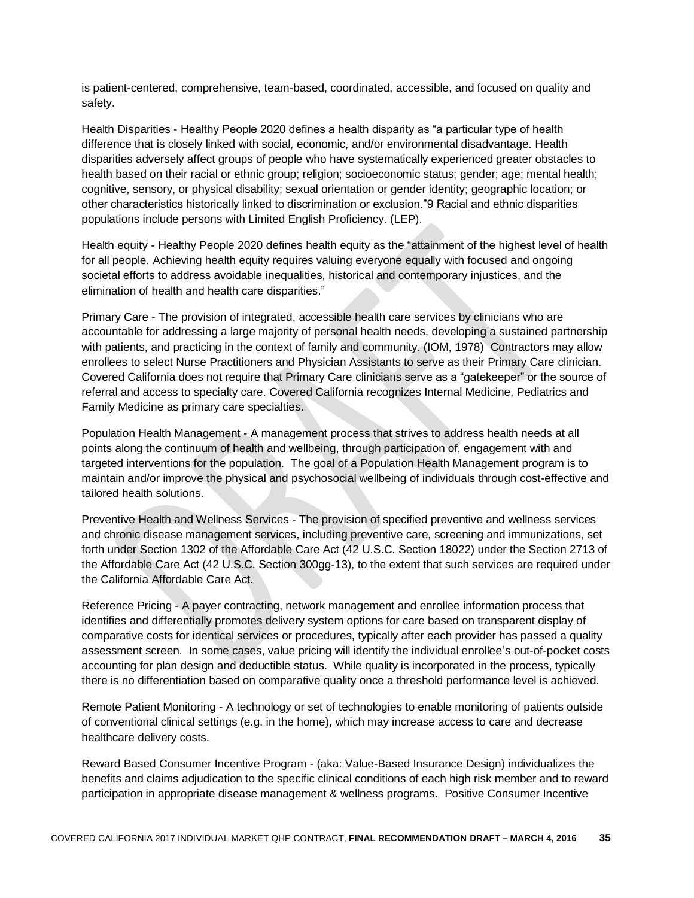is patient-centered, comprehensive, team-based, coordinated, accessible, and focused on quality and safety.

Health Disparities - Healthy People 2020 defines a health disparity as "a particular type of health difference that is closely linked with social, economic, and/or environmental disadvantage. Health disparities adversely affect groups of people who have systematically experienced greater obstacles to health based on their racial or ethnic group; religion; socioeconomic status; gender; age; mental health; cognitive, sensory, or physical disability; sexual orientation or gender identity; geographic location; or other characteristics historically linked to discrimination or exclusion."9 Racial and ethnic disparities populations include persons with Limited English Proficiency. (LEP).

Health equity - Healthy People 2020 defines health equity as the "attainment of the highest level of health for all people. Achieving health equity requires valuing everyone equally with focused and ongoing societal efforts to address avoidable inequalities, historical and contemporary injustices, and the elimination of health and health care disparities."

Primary Care - The provision of integrated, accessible health care services by clinicians who are accountable for addressing a large majority of personal health needs, developing a sustained partnership with patients, and practicing in the context of family and community. (IOM, 1978) Contractors may allow enrollees to select Nurse Practitioners and Physician Assistants to serve as their Primary Care clinician. Covered California does not require that Primary Care clinicians serve as a "gatekeeper" or the source of referral and access to specialty care. Covered California recognizes Internal Medicine, Pediatrics and Family Medicine as primary care specialties.

Population Health Management - A management process that strives to address health needs at all points along the continuum of health and wellbeing, through participation of, engagement with and targeted interventions for the population. The goal of a Population Health Management program is to maintain and/or improve the physical and psychosocial wellbeing of individuals through cost-effective and tailored health solutions.

Preventive Health and Wellness Services - The provision of specified preventive and wellness services and chronic disease management services, including preventive care, screening and immunizations, set forth under Section 1302 of the Affordable Care Act (42 U.S.C. Section 18022) under the Section 2713 of the Affordable Care Act (42 U.S.C. Section 300gg-13), to the extent that such services are required under the California Affordable Care Act.

Reference Pricing - A payer contracting, network management and enrollee information process that identifies and differentially promotes delivery system options for care based on transparent display of comparative costs for identical services or procedures, typically after each provider has passed a quality assessment screen. In some cases, value pricing will identify the individual enrollee's out-of-pocket costs accounting for plan design and deductible status. While quality is incorporated in the process, typically there is no differentiation based on comparative quality once a threshold performance level is achieved.

Remote Patient Monitoring - A technology or set of technologies to enable monitoring of patients outside of conventional clinical settings (e.g. in the home), which may increase access to care and decrease healthcare delivery costs.

Reward Based Consumer Incentive Program - (aka: Value-Based Insurance Design) individualizes the benefits and claims adjudication to the specific clinical conditions of each high risk member and to reward participation in appropriate disease management & wellness programs. Positive Consumer Incentive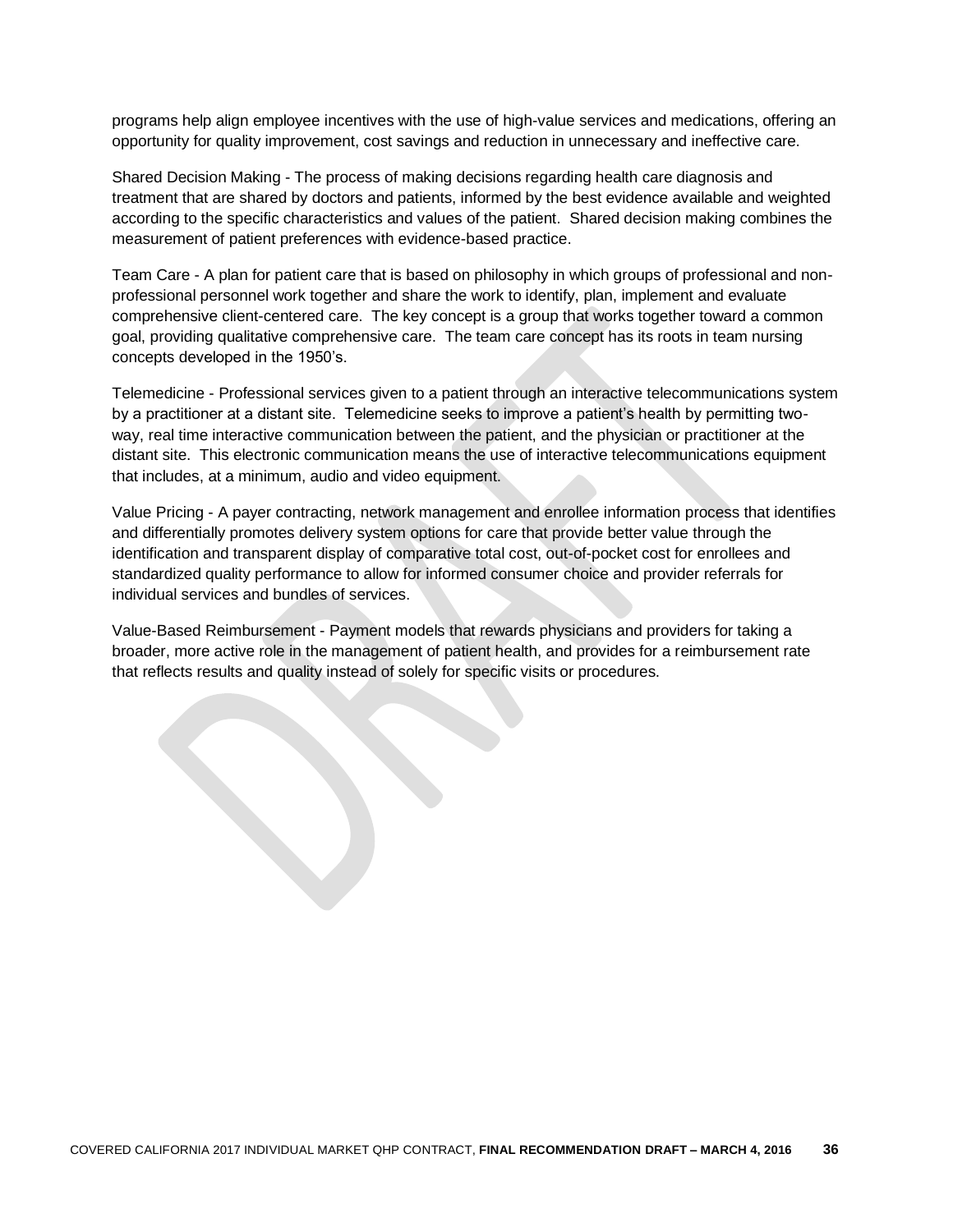programs help align employee incentives with the use of high-value services and medications, offering an opportunity for quality improvement, cost savings and reduction in unnecessary and ineffective care.

Shared Decision Making - The process of making decisions regarding health care diagnosis and treatment that are shared by doctors and patients, informed by the best evidence available and weighted according to the specific characteristics and values of the patient. Shared decision making combines the measurement of patient preferences with evidence-based practice.

Team Care - A plan for patient care that is based on philosophy in which groups of professional and non-professional personnel work together and share the work to identify, plan, implement and evaluate comprehensive client-centered care. The key concept is a group that works together toward a common goal, providing qualitative comprehensive care. The team care concept has its roots in team nursing concepts developed in the 1950's.

Telemedicine - Professional services given to a patient through an interactive telecommunications system by a practitioner at a distant site. Telemedicine seeks to improve a patient's health by permitting two-way, real time interactive communication between the patient, and the physician or practitioner at the distant site. This electronic communication means the use of interactive telecommunications equipment that includes, at a minimum, audio and video equipment.

Value Pricing - A payer contracting, network management and enrollee information process that identifies and differentially promotes delivery system options for care that provide better value through the identification and transparent display of comparative total cost, out-of-pocket cost for enrollees and standardized quality performance to allow for informed consumer choice and provider referrals for individual services and bundles of services.

Value-Based Reimbursement - Payment models that rewards physicians and providers for taking a broader, more active role in the management of patient health, and provides for a reimbursement rate that reflects results and quality instead of solely for specific visits or procedures.